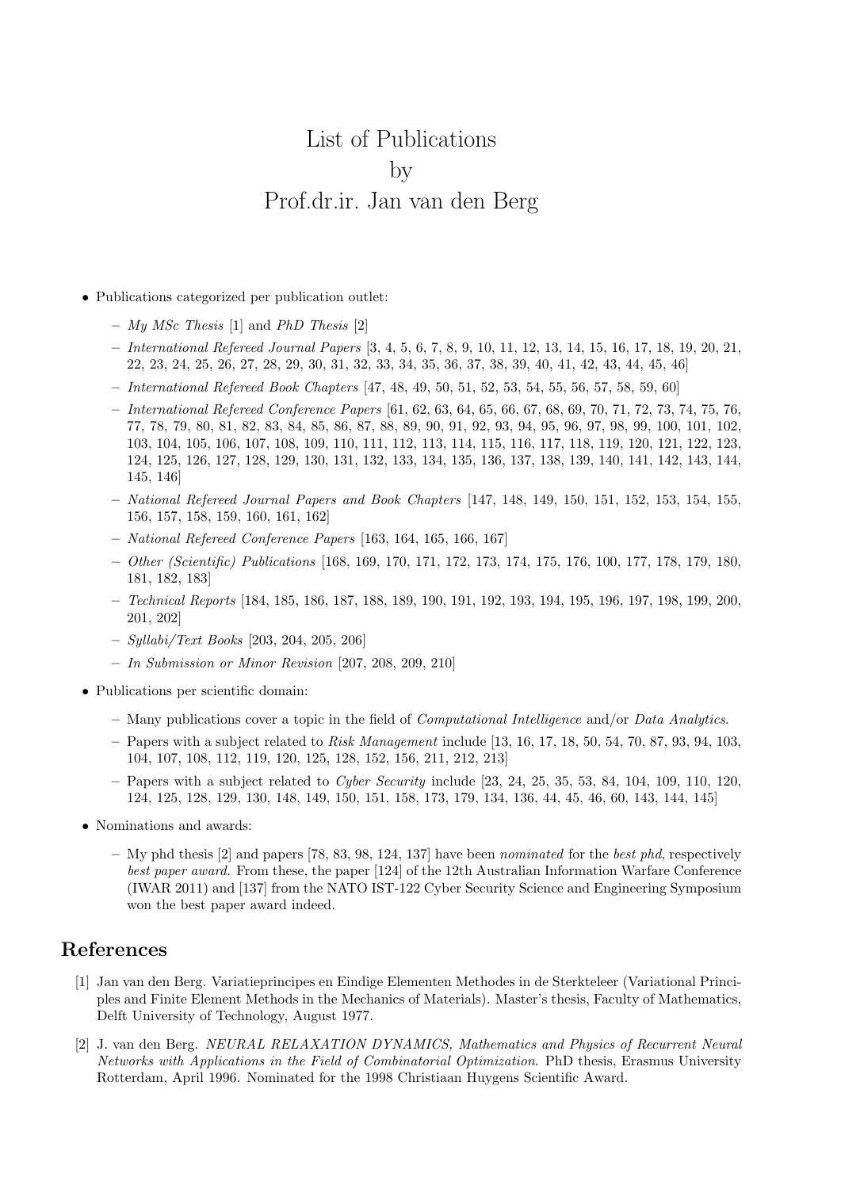# List of Publications
# by
# Prof.dr.ir. Jan van den Berg

- Publications categorized per publication outlet:
  - *My MSc Thesis* [1] and *PhD Thesis* [2]
  - *International Refereed Journal Papers* [3, 4, 5, 6, 7, 8, 9, 10, 11, 12, 13, 14, 15, 16, 17, 18, 19, 20, 21, 22, 23, 24, 25, 26, 27, 28, 29, 30, 31, 32, 33, 34, 35, 36, 37, 38, 39, 40, 41, 42, 43, 44, 45, 46]
  - *International Refereed Book Chapters* [47, 48, 49, 50, 51, 52, 53, 54, 55, 56, 57, 58, 59, 60]
  - *International Refereed Conference Papers* [61, 62, 63, 64, 65, 66, 67, 68, 69, 70, 71, 72, 73, 74, 75, 76, 77, 78, 79, 80, 81, 82, 83, 84, 85, 86, 87, 88, 89, 90, 91, 92, 93, 94, 95, 96, 97, 98, 99, 100, 101, 102, 103, 104, 105, 106, 107, 108, 109, 110, 111, 112, 113, 114, 115, 116, 117, 118, 119, 120, 121, 122, 123, 124, 125, 126, 127, 128, 129, 130, 131, 132, 133, 134, 135, 136, 137, 138, 139, 140, 141, 142, 143, 144, 145, 146]
  - *National Refereed Journal Papers and Book Chapters* [147, 148, 149, 150, 151, 152, 153, 154, 155, 156, 157, 158, 159, 160, 161, 162]
  - *National Refereed Conference Papers* [163, 164, 165, 166, 167]
  - *Other (Scientific) Publications* [168, 169, 170, 171, 172, 173, 174, 175, 176, 100, 177, 178, 179, 180, 181, 182, 183]
  - *Technical Reports* [184, 185, 186, 187, 188, 189, 190, 191, 192, 193, 194, 195, 196, 197, 198, 199, 200, 201, 202]
  - *Syllabi/Text Books* [203, 204, 205, 206]
  - *In Submission or Minor Revision* [207, 208, 209, 210]
- Publications per scientific domain:
  - Many publications cover a topic in the field of *Computational Intelligence* and/or *Data Analytics*.
  - Papers with a subject related to *Risk Management* include [13, 16, 17, 18, 50, 54, 70, 87, 93, 94, 103, 104, 107, 108, 112, 119, 120, 125, 128, 152, 156, 211, 212, 213]
  - Papers with a subject related to *Cyber Security* include [23, 24, 25, 35, 53, 84, 104, 109, 110, 120, 124, 125, 128, 129, 130, 148, 149, 150, 151, 158, 173, 179, 134, 136, 44, 45, 46, 60, 143, 144, 145]
- Nominations and awards:
  - My phd thesis [2] and papers [78, 83, 98, 124, 137] have been *nominated* for the *best phd*, respectively *best paper award*. From these, the paper [124] of the 12th Australian Information Warfare Conference (IWAR 2011) and [137] from the NATO IST-122 Cyber Security Science and Engineering Symposium won the best paper award indeed.

## References

[1] Jan van den Berg. Variatieprincipes en Eindige Elementen Methodes in de Sterkteleer (Variational Principles and Finite Element Methods in the Mechanics of Materials). Master's thesis, Faculty of Mathematics, Delft University of Technology, August 1977.

[2] J. van den Berg. *NEURAL RELAXATION DYNAMICS, Mathematics and Physics of Recurrent Neural Networks with Applications in the Field of Combinatorial Optimization.* PhD thesis, Erasmus University Rotterdam, April 1996. Nominated for the 1998 Christiaan Huygens Scientific Award.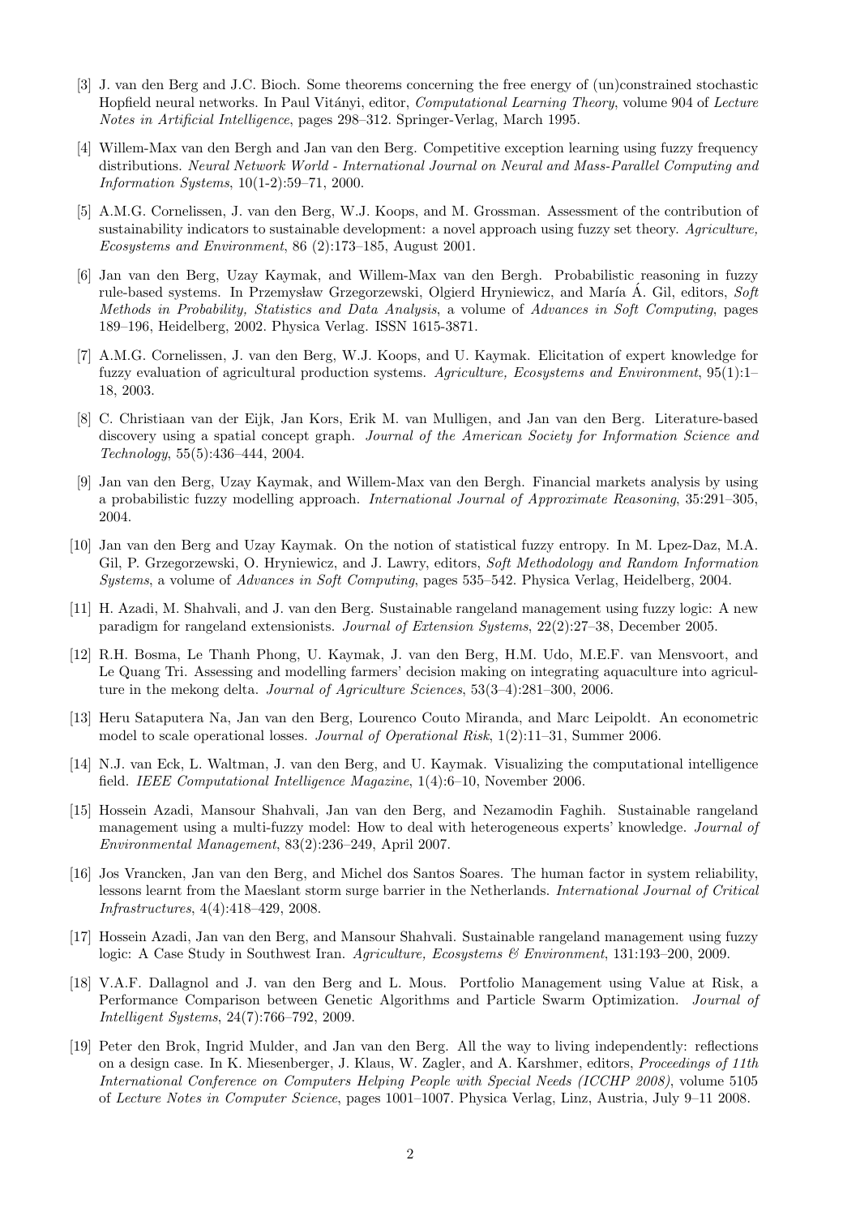[3] J. van den Berg and J.C. Bioch. Some theorems concerning the free energy of (un)constrained stochastic Hopfield neural networks. In Paul Vitányi, editor, *Computational Learning Theory*, volume 904 of *Lecture Notes in Artificial Intelligence*, pages 298–312. Springer-Verlag, March 1995.

[4] Willem-Max van den Bergh and Jan van den Berg. Competitive exception learning using fuzzy frequency distributions. *Neural Network World - International Journal on Neural and Mass-Parallel Computing and Information Systems*, 10(1-2):59–71, 2000.

[5] A.M.G. Cornelissen, J. van den Berg, W.J. Koops, and M. Grossman. Assessment of the contribution of sustainability indicators to sustainable development: a novel approach using fuzzy set theory. *Agriculture, Ecosystems and Environment*, 86 (2):173–185, August 2001.

[6] Jan van den Berg, Uzay Kaymak, and Willem-Max van den Bergh. Probabilistic reasoning in fuzzy rule-based systems. In Przemysław Grzegorzewski, Olgierd Hryniewicz, and María Á. Gil, editors, *Soft Methods in Probability, Statistics and Data Analysis*, a volume of *Advances in Soft Computing*, pages 189–196, Heidelberg, 2002. Physica Verlag. ISSN 1615-3871.

[7] A.M.G. Cornelissen, J. van den Berg, W.J. Koops, and U. Kaymak. Elicitation of expert knowledge for fuzzy evaluation of agricultural production systems. *Agriculture, Ecosystems and Environment*, 95(1):1–18, 2003.

[8] C. Christiaan van der Eijk, Jan Kors, Erik M. van Mulligen, and Jan van den Berg. Literature-based discovery using a spatial concept graph. *Journal of the American Society for Information Science and Technology*, 55(5):436–444, 2004.

[9] Jan van den Berg, Uzay Kaymak, and Willem-Max van den Bergh. Financial markets analysis by using a probabilistic fuzzy modelling approach. *International Journal of Approximate Reasoning*, 35:291–305, 2004.

[10] Jan van den Berg and Uzay Kaymak. On the notion of statistical fuzzy entropy. In M. Lpez-Daz, M.A. Gil, P. Grzegorzewski, O. Hryniewicz, and J. Lawry, editors, *Soft Methodology and Random Information Systems*, a volume of *Advances in Soft Computing*, pages 535–542. Physica Verlag, Heidelberg, 2004.

[11] H. Azadi, M. Shahvali, and J. van den Berg. Sustainable rangeland management using fuzzy logic: A new paradigm for rangeland extensionists. *Journal of Extension Systems*, 22(2):27–38, December 2005.

[12] R.H. Bosma, Le Thanh Phong, U. Kaymak, J. van den Berg, H.M. Udo, M.E.F. van Mensvoort, and Le Quang Tri. Assessing and modelling farmers' decision making on integrating aquaculture into agriculture in the mekong delta. *Journal of Agriculture Sciences*, 53(3–4):281–300, 2006.

[13] Heru Sataputera Na, Jan van den Berg, Lourenco Couto Miranda, and Marc Leipoldt. An econometric model to scale operational losses. *Journal of Operational Risk*, 1(2):11–31, Summer 2006.

[14] N.J. van Eck, L. Waltman, J. van den Berg, and U. Kaymak. Visualizing the computational intelligence field. *IEEE Computational Intelligence Magazine*, 1(4):6–10, November 2006.

[15] Hossein Azadi, Mansour Shahvali, Jan van den Berg, and Nezamodin Faghih. Sustainable rangeland management using a multi-fuzzy model: How to deal with heterogeneous experts' knowledge. *Journal of Environmental Management*, 83(2):236–249, April 2007.

[16] Jos Vrancken, Jan van den Berg, and Michel dos Santos Soares. The human factor in system reliability, lessons learnt from the Maeslant storm surge barrier in the Netherlands. *International Journal of Critical Infrastructures*, 4(4):418–429, 2008.

[17] Hossein Azadi, Jan van den Berg, and Mansour Shahvali. Sustainable rangeland management using fuzzy logic: A Case Study in Southwest Iran. *Agriculture, Ecosystems & Environment*, 131:193–200, 2009.

[18] V.A.F. Dallagnol and J. van den Berg and L. Mous. Portfolio Management using Value at Risk, a Performance Comparison between Genetic Algorithms and Particle Swarm Optimization. *Journal of Intelligent Systems*, 24(7):766–792, 2009.

[19] Peter den Brok, Ingrid Mulder, and Jan van den Berg. All the way to living independently: reflections on a design case. In K. Miesenberger, J. Klaus, W. Zagler, and A. Karshmer, editors, *Proceedings of 11th International Conference on Computers Helping People with Special Needs (ICCHP 2008)*, volume 5105 of *Lecture Notes in Computer Science*, pages 1001–1007. Physica Verlag, Linz, Austria, July 9–11 2008.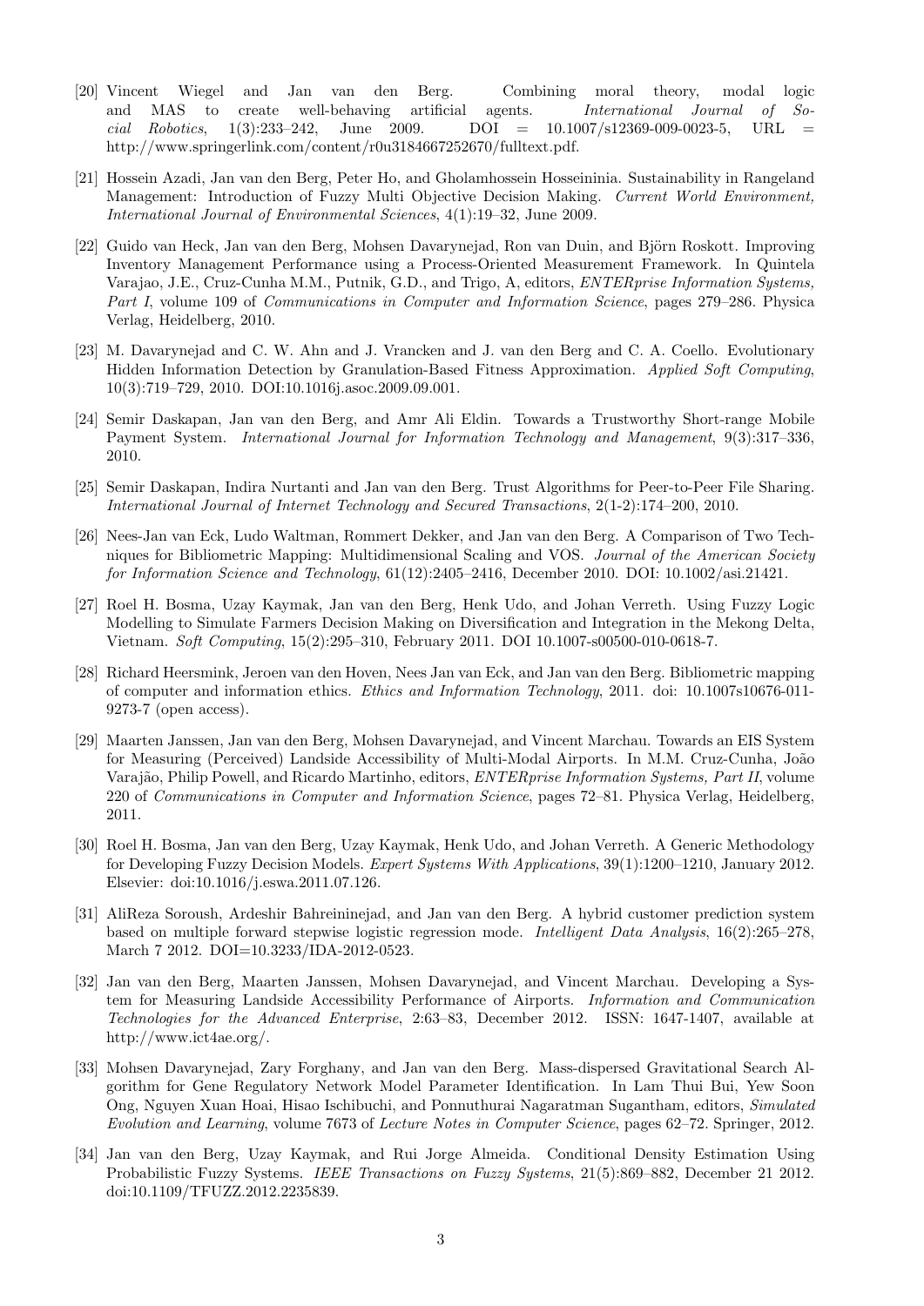[20] Vincent Wiegel and Jan van den Berg. Combining moral theory, modal logic and MAS to create well-behaving artificial agents. *International Journal of Social Robotics*, 1(3):233–242, June 2009. DOI = 10.1007/s12369-009-0023-5, URL = http://www.springerlink.com/content/r0u3184667252670/fulltext.pdf.

[21] Hossein Azadi, Jan van den Berg, Peter Ho, and Gholamhossein Hosseininia. Sustainability in Rangeland Management: Introduction of Fuzzy Multi Objective Decision Making. *Current World Environment, International Journal of Environmental Sciences*, 4(1):19–32, June 2009.

[22] Guido van Heck, Jan van den Berg, Mohsen Davarynejad, Ron van Duin, and Björn Roskott. Improving Inventory Management Performance using a Process-Oriented Measurement Framework. In Quintela Varajao, J.E., Cruz-Cunha M.M., Putnik, G.D., and Trigo, A, editors, *ENTERprise Information Systems, Part I*, volume 109 of *Communications in Computer and Information Science*, pages 279–286. Physica Verlag, Heidelberg, 2010.

[23] M. Davarynejad and C. W. Ahn and J. Vrancken and J. van den Berg and C. A. Coello. Evolutionary Hidden Information Detection by Granulation-Based Fitness Approximation. *Applied Soft Computing*, 10(3):719–729, 2010. DOI:10.1016j.asoc.2009.09.001.

[24] Semir Daskapan, Jan van den Berg, and Amr Ali Eldin. Towards a Trustworthy Short-range Mobile Payment System. *International Journal for Information Technology and Management*, 9(3):317–336, 2010.

[25] Semir Daskapan, Indira Nurtanti and Jan van den Berg. Trust Algorithms for Peer-to-Peer File Sharing. *International Journal of Internet Technology and Secured Transactions*, 2(1-2):174–200, 2010.

[26] Nees-Jan van Eck, Ludo Waltman, Rommert Dekker, and Jan van den Berg. A Comparison of Two Techniques for Bibliometric Mapping: Multidimensional Scaling and VOS. *Journal of the American Society for Information Science and Technology*, 61(12):2405–2416, December 2010. DOI: 10.1002/asi.21421.

[27] Roel H. Bosma, Uzay Kaymak, Jan van den Berg, Henk Udo, and Johan Verreth. Using Fuzzy Logic Modelling to Simulate Farmers Decision Making on Diversification and Integration in the Mekong Delta, Vietnam. *Soft Computing*, 15(2):295–310, February 2011. DOI 10.1007-s00500-010-0618-7.

[28] Richard Heersmink, Jeroen van den Hoven, Nees Jan van Eck, and Jan van den Berg. Bibliometric mapping of computer and information ethics. *Ethics and Information Technology*, 2011. doi: 10.1007s10676-011-9273-7 (open access).

[29] Maarten Janssen, Jan van den Berg, Mohsen Davarynejad, and Vincent Marchau. Towards an EIS System for Measuring (Perceived) Landside Accessibility of Multi-Modal Airports. In M.M. Cruz-Cunha, João Varajão, Philip Powell, and Ricardo Martinho, editors, *ENTERprise Information Systems, Part II*, volume 220 of *Communications in Computer and Information Science*, pages 72–81. Physica Verlag, Heidelberg, 2011.

[30] Roel H. Bosma, Jan van den Berg, Uzay Kaymak, Henk Udo, and Johan Verreth. A Generic Methodology for Developing Fuzzy Decision Models. *Expert Systems With Applications*, 39(1):1200–1210, January 2012. Elsevier: doi:10.1016/j.eswa.2011.07.126.

[31] AliReza Soroush, Ardeshir Bahreininejad, and Jan van den Berg. A hybrid customer prediction system based on multiple forward stepwise logistic regression mode. *Intelligent Data Analysis*, 16(2):265–278, March 7 2012. DOI=10.3233/IDA-2012-0523.

[32] Jan van den Berg, Maarten Janssen, Mohsen Davarynejad, and Vincent Marchau. Developing a System for Measuring Landside Accessibility Performance of Airports. *Information and Communication Technologies for the Advanced Enterprise*, 2:63–83, December 2012. ISSN: 1647-1407, available at http://www.ict4ae.org/.

[33] Mohsen Davarynejad, Zary Forghany, and Jan van den Berg. Mass-dispersed Gravitational Search Algorithm for Gene Regulatory Network Model Parameter Identification. In Lam Thui Bui, Yew Soon Ong, Nguyen Xuan Hoai, Hisao Ischibuchi, and Ponnuthurai Nagaratman Suganthan, editors, *Simulated Evolution and Learning*, volume 7673 of *Lecture Notes in Computer Science*, pages 62–72. Springer, 2012.

[34] Jan van den Berg, Uzay Kaymak, and Rui Jorge Almeida. Conditional Density Estimation Using Probabilistic Fuzzy Systems. *IEEE Transactions on Fuzzy Systems*, 21(5):869–882, December 21 2012. doi:10.1109/TFUZZ.2012.2235839.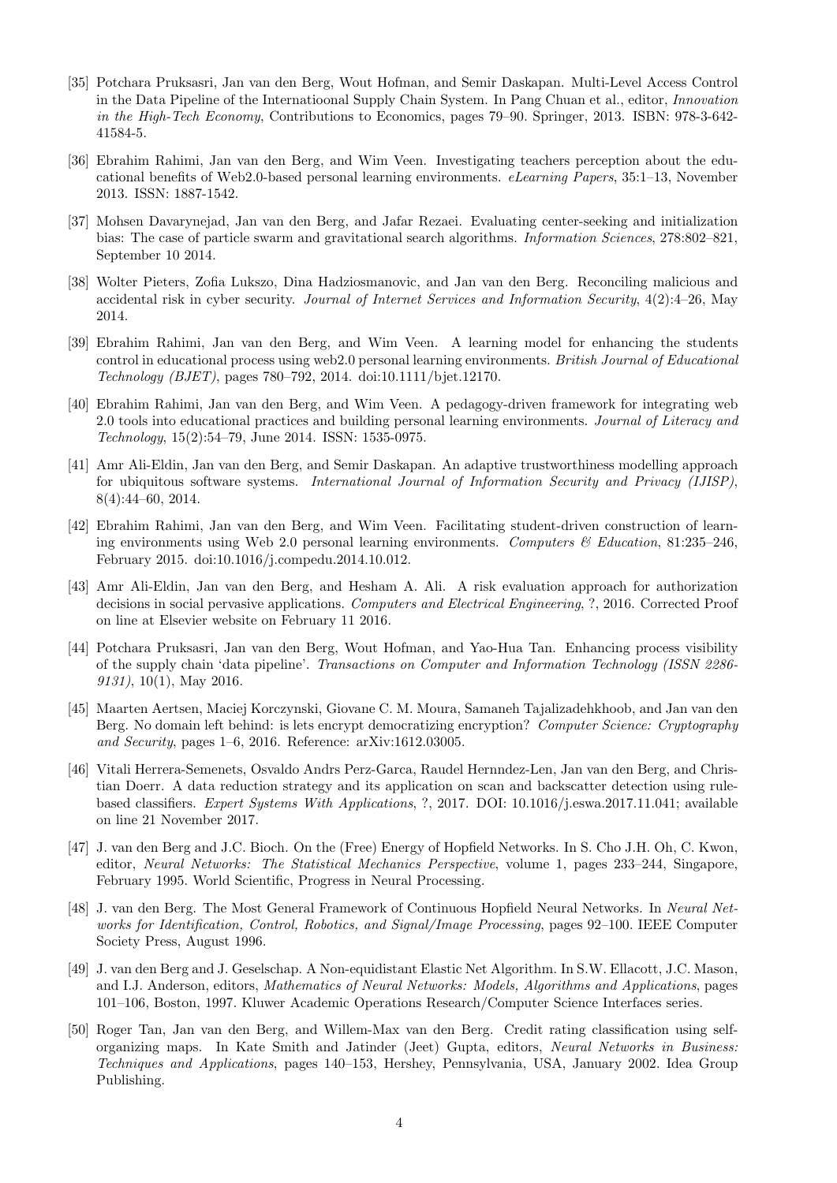[35] Potchara Pruksasri, Jan van den Berg, Wout Hofman, and Semir Daskapan. Multi-Level Access Control in the Data Pipeline of the Internatioonal Supply Chain System. In Pang Chuan et al., editor, *Innovation in the High-Tech Economy*, Contributions to Economics, pages 79–90. Springer, 2013. ISBN: 978-3-642-41584-5.

[36] Ebrahim Rahimi, Jan van den Berg, and Wim Veen. Investigating teachers perception about the educational benefits of Web2.0-based personal learning environments. *eLearning Papers*, 35:1–13, November 2013. ISSN: 1887-1542.

[37] Mohsen Davarynejad, Jan van den Berg, and Jafar Rezaei. Evaluating center-seeking and initialization bias: The case of particle swarm and gravitational search algorithms. *Information Sciences*, 278:802–821, September 10 2014.

[38] Wolter Pieters, Zofia Lukszo, Dina Hadziosmanovic, and Jan van den Berg. Reconciling malicious and accidental risk in cyber security. *Journal of Internet Services and Information Security*, 4(2):4–26, May 2014.

[39] Ebrahim Rahimi, Jan van den Berg, and Wim Veen. A learning model for enhancing the students control in educational process using web2.0 personal learning environments. *British Journal of Educational Technology (BJET)*, pages 780–792, 2014. doi:10.1111/bjet.12170.

[40] Ebrahim Rahimi, Jan van den Berg, and Wim Veen. A pedagogy-driven framework for integrating web 2.0 tools into educational practices and building personal learning environments. *Journal of Literacy and Technology*, 15(2):54–79, June 2014. ISSN: 1535-0975.

[41] Amr Ali-Eldin, Jan van den Berg, and Semir Daskapan. An adaptive trustworthiness modelling approach for ubiquitous software systems. *International Journal of Information Security and Privacy (IJISP)*, 8(4):44–60, 2014.

[42] Ebrahim Rahimi, Jan van den Berg, and Wim Veen. Facilitating student-driven construction of learning environments using Web 2.0 personal learning environments. *Computers & Education*, 81:235–246, February 2015. doi:10.1016/j.compedu.2014.10.012.

[43] Amr Ali-Eldin, Jan van den Berg, and Hesham A. Ali. A risk evaluation approach for authorization decisions in social pervasive applications. *Computers and Electrical Engineering*, ?, 2016. Corrected Proof on line at Elsevier website on February 11 2016.

[44] Potchara Pruksasri, Jan van den Berg, Wout Hofman, and Yao-Hua Tan. Enhancing process visibility of the supply chain 'data pipeline'. *Transactions on Computer and Information Technology (ISSN 2286-9131)*, 10(1), May 2016.

[45] Maarten Aertsen, Maciej Korczynski, Giovane C. M. Moura, Samaneh Tajalizadehkhoob, and Jan van den Berg. No domain left behind: is lets encrypt democratizing encryption? *Computer Science: Cryptography and Security*, pages 1–6, 2016. Reference: arXiv:1612.03005.

[46] Vitali Herrera-Semenets, Osvaldo Andrs Perz-Garca, Raudel Hernndez-Len, Jan van den Berg, and Christian Doerr. A data reduction strategy and its application on scan and backscatter detection using rule-based classifiers. *Expert Systems With Applications*, ?, 2017. DOI: 10.1016/j.eswa.2017.11.041; available on line 21 November 2017.

[47] J. van den Berg and J.C. Bioch. On the (Free) Energy of Hopfield Networks. In S. Cho J.H. Oh, C. Kwon, editor, *Neural Networks: The Statistical Mechanics Perspective*, volume 1, pages 233–244, Singapore, February 1995. World Scientific, Progress in Neural Processing.

[48] J. van den Berg. The Most General Framework of Continuous Hopfield Neural Networks. In *Neural Networks for Identification, Control, Robotics, and Signal/Image Processing*, pages 92–100. IEEE Computer Society Press, August 1996.

[49] J. van den Berg and J. Geselschap. A Non-equidistant Elastic Net Algorithm. In S.W. Ellacott, J.C. Mason, and I.J. Anderson, editors, *Mathematics of Neural Networks: Models, Algorithms and Applications*, pages 101–106, Boston, 1997. Kluwer Academic Operations Research/Computer Science Interfaces series.

[50] Roger Tan, Jan van den Berg, and Willem-Max van den Berg. Credit rating classification using self-organizing maps. In Kate Smith and Jatinder (Jeet) Gupta, editors, *Neural Networks in Business: Techniques and Applications*, pages 140–153, Hershey, Pennsylvania, USA, January 2002. Idea Group Publishing.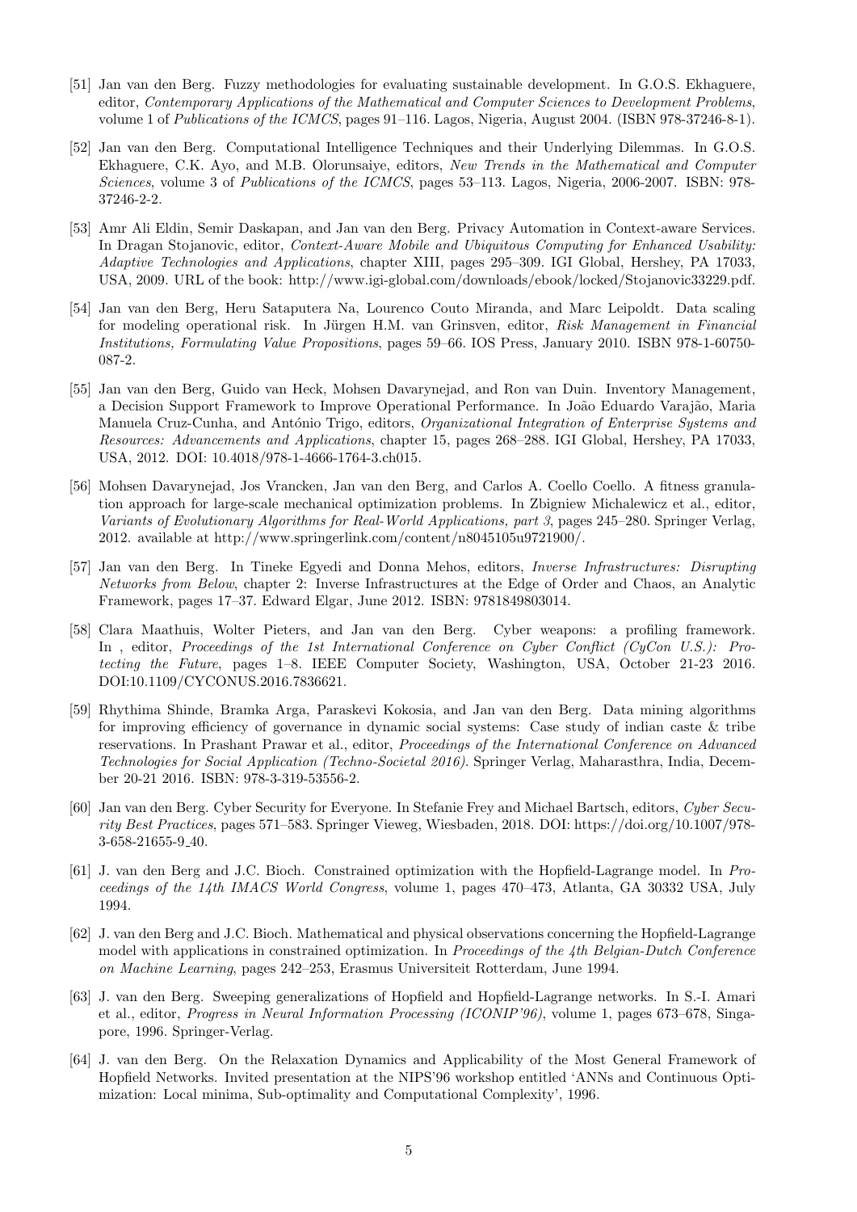[51] Jan van den Berg. Fuzzy methodologies for evaluating sustainable development. In G.O.S. Ekhaguere, editor, *Contemporary Applications of the Mathematical and Computer Sciences to Development Problems*, volume 1 of *Publications of the ICMCS*, pages 91–116. Lagos, Nigeria, August 2004. (ISBN 978-37246-8-1).

[52] Jan van den Berg. Computational Intelligence Techniques and their Underlying Dilemmas. In G.O.S. Ekhaguere, C.K. Ayo, and M.B. Olorunsaiye, editors, *New Trends in the Mathematical and Computer Sciences*, volume 3 of *Publications of the ICMCS*, pages 53–113. Lagos, Nigeria, 2006-2007. ISBN: 978-37246-2-2.

[53] Amr Ali Eldin, Semir Daskapan, and Jan van den Berg. Privacy Automation in Context-aware Services. In Dragan Stojanovic, editor, *Context-Aware Mobile and Ubiquitous Computing for Enhanced Usability: Adaptive Technologies and Applications*, chapter XIII, pages 295–309. IGI Global, Hershey, PA 17033, USA, 2009. URL of the book: http://www.igi-global.com/downloads/ebook/locked/Stojanovic33229.pdf.

[54] Jan van den Berg, Heru Sataputera Na, Lourenco Couto Miranda, and Marc Leipoldt. Data scaling for modeling operational risk. In Jürgen H.M. van Grinsven, editor, *Risk Management in Financial Institutions, Formulating Value Propositions*, pages 59–66. IOS Press, January 2010. ISBN 978-1-60750-087-2.

[55] Jan van den Berg, Guido van Heck, Mohsen Davarynejad, and Ron van Duin. Inventory Management, a Decision Support Framework to Improve Operational Performance. In João Eduardo Varajão, Maria Manuela Cruz-Cunha, and António Trigo, editors, *Organizational Integration of Enterprise Systems and Resources: Advancements and Applications*, chapter 15, pages 268–288. IGI Global, Hershey, PA 17033, USA, 2012. DOI: 10.4018/978-1-4666-1764-3.ch015.

[56] Mohsen Davarynejad, Jos Vrancken, Jan van den Berg, and Carlos A. Coello Coello. A fitness granulation approach for large-scale mechanical optimization problems. In Zbigniew Michalewicz et al., editor, *Variants of Evolutionary Algorithms for Real-World Applications, part 3*, pages 245–280. Springer Verlag, 2012. available at http://www.springerlink.com/content/n8045105u9721900/.

[57] Jan van den Berg. In Tineke Egyedi and Donna Mehos, editors, *Inverse Infrastructures: Disrupting Networks from Below*, chapter 2: Inverse Infrastructures at the Edge of Order and Chaos, an Analytic Framework, pages 17–37. Edward Elgar, June 2012. ISBN: 9781849803014.

[58] Clara Maathuis, Wolter Pieters, and Jan van den Berg. Cyber weapons: a profiling framework. In , editor, *Proceedings of the 1st International Conference on Cyber Conflict (CyCon U.S.): Protecting the Future*, pages 1–8. IEEE Computer Society, Washington, USA, October 21-23 2016. DOI:10.1109/CYCONUS.2016.7836621.

[59] Rhythima Shinde, Bramka Arga, Paraskevi Kokosia, and Jan van den Berg. Data mining algorithms for improving efficiency of governance in dynamic social systems: Case study of indian caste & tribe reservations. In Prashant Prawar et al., editor, *Proceedings of the International Conference on Advanced Technologies for Social Application (Techno-Societal 2016)*. Springer Verlag, Maharasthra, India, December 20-21 2016. ISBN: 978-3-319-53556-2.

[60] Jan van den Berg. Cyber Security for Everyone. In Stefanie Frey and Michael Bartsch, editors, *Cyber Security Best Practices*, pages 571–583. Springer Vieweg, Wiesbaden, 2018. DOI: https://doi.org/10.1007/978-3-658-21655-9_40.

[61] J. van den Berg and J.C. Bioch. Constrained optimization with the Hopfield-Lagrange model. In *Proceedings of the 14th IMACS World Congress*, volume 1, pages 470–473, Atlanta, GA 30332 USA, July 1994.

[62] J. van den Berg and J.C. Bioch. Mathematical and physical observations concerning the Hopfield-Lagrange model with applications in constrained optimization. In *Proceedings of the 4th Belgian-Dutch Conference on Machine Learning*, pages 242–253, Erasmus Universiteit Rotterdam, June 1994.

[63] J. van den Berg. Sweeping generalizations of Hopfield and Hopfield-Lagrange networks. In S.-I. Amari et al., editor, *Progress in Neural Information Processing (ICONIP'96)*, volume 1, pages 673–678, Singapore, 1996. Springer-Verlag.

[64] J. van den Berg. On the Relaxation Dynamics and Applicability of the Most General Framework of Hopfield Networks. Invited presentation at the NIPS'96 workshop entitled 'ANNs and Continuous Optimization: Local minima, Sub-optimality and Computational Complexity', 1996.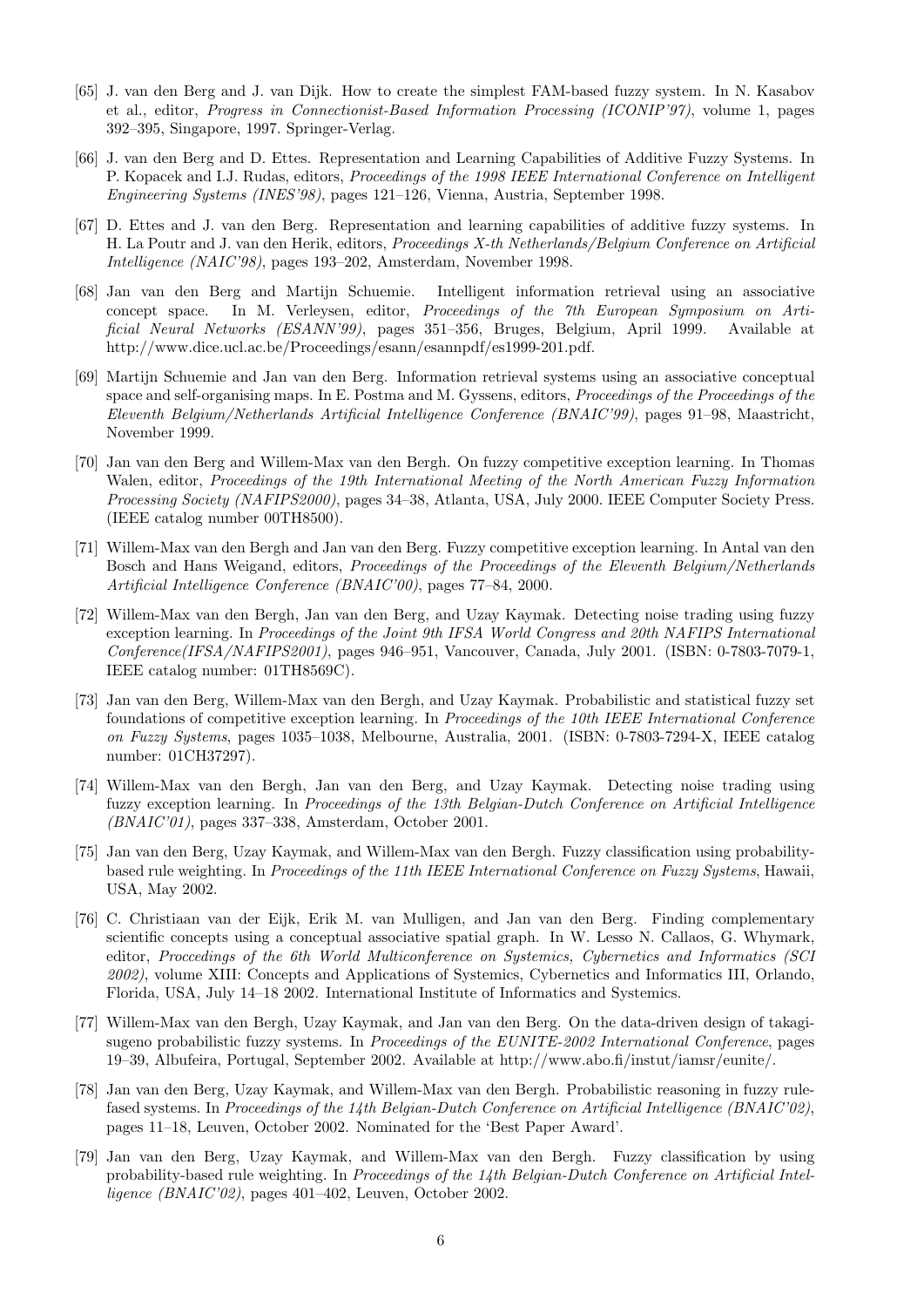[65] J. van den Berg and J. van Dijk. How to create the simplest FAM-based fuzzy system. In N. Kasabov et al., editor, *Progress in Connectionist-Based Information Processing (ICONIP'97)*, volume 1, pages 392–395, Singapore, 1997. Springer-Verlag.

[66] J. van den Berg and D. Ettes. Representation and Learning Capabilities of Additive Fuzzy Systems. In P. Kopacek and I.J. Rudas, editors, *Proceedings of the 1998 IEEE International Conference on Intelligent Engineering Systems (INES'98)*, pages 121–126, Vienna, Austria, September 1998.

[67] D. Ettes and J. van den Berg. Representation and learning capabilities of additive fuzzy systems. In H. La Poutr and J. van den Herik, editors, *Proceedings X-th Netherlands/Belgium Conference on Artificial Intelligence (NAIC'98)*, pages 193–202, Amsterdam, November 1998.

[68] Jan van den Berg and Martijn Schuemie. Intelligent information retrieval using an associative concept space. In M. Verleysen, editor, *Proceedings of the 7th European Symposium on Artificial Neural Networks (ESANN'99)*, pages 351–356, Bruges, Belgium, April 1999. Available at http://www.dice.ucl.ac.be/Proceedings/esann/esannpdf/es1999-201.pdf.

[69] Martijn Schuemie and Jan van den Berg. Information retrieval systems using an associative conceptual space and self-organising maps. In E. Postma and M. Gyssens, editors, *Proceedings of the Proceedings of the Eleventh Belgium/Netherlands Artificial Intelligence Conference (BNAIC'99)*, pages 91–98, Maastricht, November 1999.

[70] Jan van den Berg and Willem-Max van den Bergh. On fuzzy competitive exception learning. In Thomas Walen, editor, *Proceedings of the 19th International Meeting of the North American Fuzzy Information Processing Society (NAFIPS2000)*, pages 34–38, Atlanta, USA, July 2000. IEEE Computer Society Press. (IEEE catalog number 00TH8500).

[71] Willem-Max van den Bergh and Jan van den Berg. Fuzzy competitive exception learning. In Antal van den Bosch and Hans Weigand, editors, *Proceedings of the Proceedings of the Eleventh Belgium/Netherlands Artificial Intelligence Conference (BNAIC'00)*, pages 77–84, 2000.

[72] Willem-Max van den Bergh, Jan van den Berg, and Uzay Kaymak. Detecting noise trading using fuzzy exception learning. In *Proceedings of the Joint 9th IFSA World Congress and 20th NAFIPS International Conference(IFSA/NAFIPS2001)*, pages 946–951, Vancouver, Canada, July 2001. (ISBN: 0-7803-7079-1, IEEE catalog number: 01TH8569C).

[73] Jan van den Berg, Willem-Max van den Bergh, and Uzay Kaymak. Probabilistic and statistical fuzzy set foundations of competitive exception learning. In *Proceedings of the 10th IEEE International Conference on Fuzzy Systems*, pages 1035–1038, Melbourne, Australia, 2001. (ISBN: 0-7803-7294-X, IEEE catalog number: 01CH37297).

[74] Willem-Max van den Bergh, Jan van den Berg, and Uzay Kaymak. Detecting noise trading using fuzzy exception learning. In *Proceedings of the 13th Belgian-Dutch Conference on Artificial Intelligence (BNAIC'01)*, pages 337–338, Amsterdam, October 2001.

[75] Jan van den Berg, Uzay Kaymak, and Willem-Max van den Bergh. Fuzzy classification using probability-based rule weighting. In *Proceedings of the 11th IEEE International Conference on Fuzzy Systems*, Hawaii, USA, May 2002.

[76] C. Christiaan van der Eijk, Erik M. van Mulligen, and Jan van den Berg. Finding complementary scientific concepts using a conceptual associative spatial graph. In W. Lesso N. Callaos, G. Whymark, editor, *Proccedings of the 6th World Multiconference on Systemics, Cybernetics and Informatics (SCI 2002)*, volume XIII: Concepts and Applications of Systemics, Cybernetics and Informatics III, Orlando, Florida, USA, July 14–18 2002. International Institute of Informatics and Systemics.

[77] Willem-Max van den Bergh, Uzay Kaymak, and Jan van den Berg. On the data-driven design of takagi-sugeno probabilistic fuzzy systems. In *Proceedings of the EUNITE-2002 International Conference*, pages 19–39, Albufeira, Portugal, September 2002. Available at http://www.abo.fi/instut/iamsr/eunite/.

[78] Jan van den Berg, Uzay Kaymak, and Willem-Max van den Bergh. Probabilistic reasoning in fuzzy rule-fased systems. In *Proceedings of the 14th Belgian-Dutch Conference on Artificial Intelligence (BNAIC'02)*, pages 11–18, Leuven, October 2002. Nominated for the 'Best Paper Award'.

[79] Jan van den Berg, Uzay Kaymak, and Willem-Max van den Bergh. Fuzzy classification by using probability-based rule weighting. In *Proceedings of the 14th Belgian-Dutch Conference on Artificial Intelligence (BNAIC'02)*, pages 401–402, Leuven, October 2002.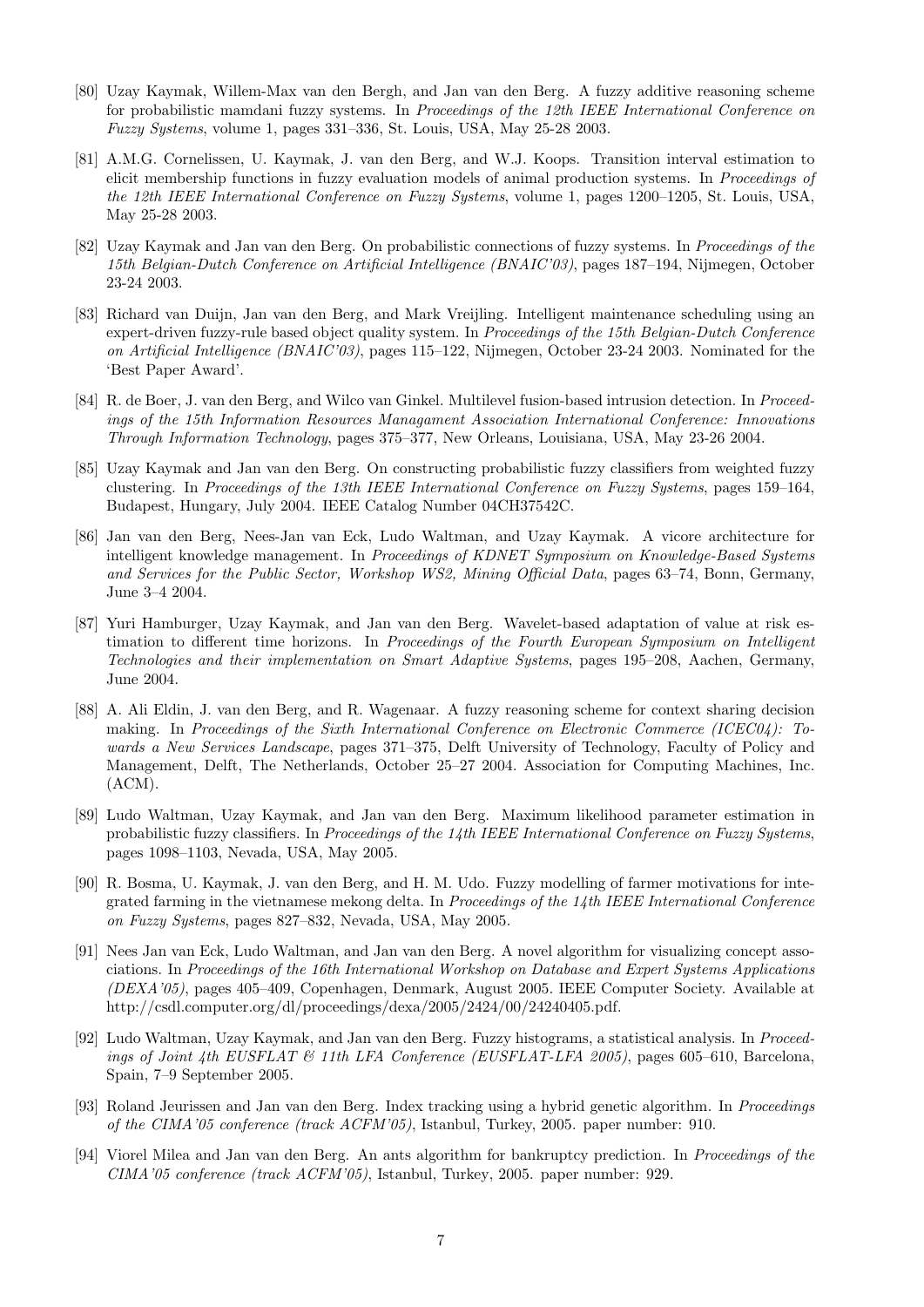[80] Uzay Kaymak, Willem-Max van den Bergh, and Jan van den Berg. A fuzzy additive reasoning scheme for probabilistic mamdani fuzzy systems. In *Proceedings of the 12th IEEE International Conference on Fuzzy Systems*, volume 1, pages 331–336, St. Louis, USA, May 25-28 2003.

[81] A.M.G. Cornelissen, U. Kaymak, J. van den Berg, and W.J. Koops. Transition interval estimation to elicit membership functions in fuzzy evaluation models of animal production systems. In *Proceedings of the 12th IEEE International Conference on Fuzzy Systems*, volume 1, pages 1200–1205, St. Louis, USA, May 25-28 2003.

[82] Uzay Kaymak and Jan van den Berg. On probabilistic connections of fuzzy systems. In *Proceedings of the 15th Belgian-Dutch Conference on Artificial Intelligence (BNAIC'03)*, pages 187–194, Nijmegen, October 23-24 2003.

[83] Richard van Duijn, Jan van den Berg, and Mark Vreijling. Intelligent maintenance scheduling using an expert-driven fuzzy-rule based object quality system. In *Proceedings of the 15th Belgian-Dutch Conference on Artificial Intelligence (BNAIC'03)*, pages 115–122, Nijmegen, October 23-24 2003. Nominated for the 'Best Paper Award'.

[84] R. de Boer, J. van den Berg, and Wilco van Ginkel. Multilevel fusion-based intrusion detection. In *Proceedings of the 15th Information Resources Managament Association International Conference: Innovations Through Information Technology*, pages 375–377, New Orleans, Louisiana, USA, May 23-26 2004.

[85] Uzay Kaymak and Jan van den Berg. On constructing probabilistic fuzzy classifiers from weighted fuzzy clustering. In *Proceedings of the 13th IEEE International Conference on Fuzzy Systems*, pages 159–164, Budapest, Hungary, July 2004. IEEE Catalog Number 04CH37542C.

[86] Jan van den Berg, Nees-Jan van Eck, Ludo Waltman, and Uzay Kaymak. A vicore architecture for intelligent knowledge management. In *Proceedings of KDNET Symposium on Knowledge-Based Systems and Services for the Public Sector, Workshop WS2, Mining Official Data*, pages 63–74, Bonn, Germany, June 3–4 2004.

[87] Yuri Hamburger, Uzay Kaymak, and Jan van den Berg. Wavelet-based adaptation of value at risk estimation to different time horizons. In *Proceedings of the Fourth European Symposium on Intelligent Technologies and their implementation on Smart Adaptive Systems*, pages 195–208, Aachen, Germany, June 2004.

[88] A. Ali Eldin, J. van den Berg, and R. Wagenaar. A fuzzy reasoning scheme for context sharing decision making. In *Proceedings of the Sixth International Conference on Electronic Commerce (ICEC04): Towards a New Services Landscape*, pages 371–375, Delft University of Technology, Faculty of Policy and Management, Delft, The Netherlands, October 25–27 2004. Association for Computing Machines, Inc. (ACM).

[89] Ludo Waltman, Uzay Kaymak, and Jan van den Berg. Maximum likelihood parameter estimation in probabilistic fuzzy classifiers. In *Proceedings of the 14th IEEE International Conference on Fuzzy Systems*, pages 1098–1103, Nevada, USA, May 2005.

[90] R. Bosma, U. Kaymak, J. van den Berg, and H. M. Udo. Fuzzy modelling of farmer motivations for integrated farming in the vietnamese mekong delta. In *Proceedings of the 14th IEEE International Conference on Fuzzy Systems*, pages 827–832, Nevada, USA, May 2005.

[91] Nees Jan van Eck, Ludo Waltman, and Jan van den Berg. A novel algorithm for visualizing concept associations. In *Proceedings of the 16th International Workshop on Database and Expert Systems Applications (DEXA'05)*, pages 405–409, Copenhagen, Denmark, August 2005. IEEE Computer Society. Available at http://csdl.computer.org/dl/proceedings/dexa/2005/2424/00/24240405.pdf.

[92] Ludo Waltman, Uzay Kaymak, and Jan van den Berg. Fuzzy histograms, a statistical analysis. In *Proceedings of Joint 4th EUSFLAT & 11th LFA Conference (EUSFLAT-LFA 2005)*, pages 605–610, Barcelona, Spain, 7–9 September 2005.

[93] Roland Jeurissen and Jan van den Berg. Index tracking using a hybrid genetic algorithm. In *Proceedings of the CIMA'05 conference (track ACFM'05)*, Istanbul, Turkey, 2005. paper number: 910.

[94] Viorel Milea and Jan van den Berg. An ants algorithm for bankruptcy prediction. In *Proceedings of the CIMA'05 conference (track ACFM'05)*, Istanbul, Turkey, 2005. paper number: 929.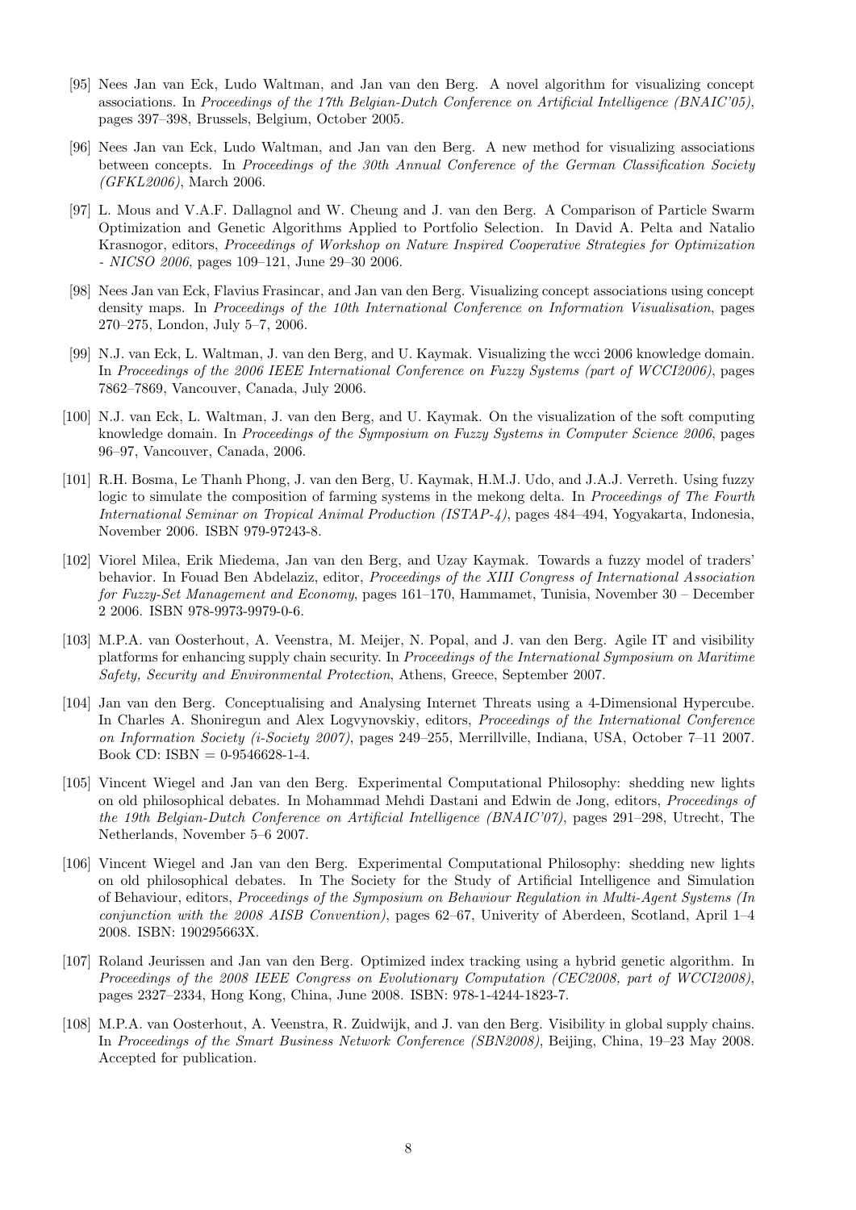[95] Nees Jan van Eck, Ludo Waltman, and Jan van den Berg. A novel algorithm for visualizing concept associations. In *Proceedings of the 17th Belgian-Dutch Conference on Artificial Intelligence (BNAIC'05)*, pages 397–398, Brussels, Belgium, October 2005.

[96] Nees Jan van Eck, Ludo Waltman, and Jan van den Berg. A new method for visualizing associations between concepts. In *Proceedings of the 30th Annual Conference of the German Classification Society (GFKL2006)*, March 2006.

[97] L. Mous and V.A.F. Dallagnol and W. Cheung and J. van den Berg. A Comparison of Particle Swarm Optimization and Genetic Algorithms Applied to Portfolio Selection. In David A. Pelta and Natalio Krasnogor, editors, *Proceedings of Workshop on Nature Inspired Cooperative Strategies for Optimization - NICSO 2006*, pages 109–121, June 29–30 2006.

[98] Nees Jan van Eck, Flavius Frasincar, and Jan van den Berg. Visualizing concept associations using concept density maps. In *Proceedings of the 10th International Conference on Information Visualisation*, pages 270–275, London, July 5–7, 2006.

[99] N.J. van Eck, L. Waltman, J. van den Berg, and U. Kaymak. Visualizing the wcci 2006 knowledge domain. In *Proceedings of the 2006 IEEE International Conference on Fuzzy Systems (part of WCCI2006)*, pages 7862–7869, Vancouver, Canada, July 2006.

[100] N.J. van Eck, L. Waltman, J. van den Berg, and U. Kaymak. On the visualization of the soft computing knowledge domain. In *Proceedings of the Symposium on Fuzzy Systems in Computer Science 2006*, pages 96–97, Vancouver, Canada, 2006.

[101] R.H. Bosma, Le Thanh Phong, J. van den Berg, U. Kaymak, H.M.J. Udo, and J.A.J. Verreth. Using fuzzy logic to simulate the composition of farming systems in the mekong delta. In *Proceedings of The Fourth International Seminar on Tropical Animal Production (ISTAP-4)*, pages 484–494, Yogyakarta, Indonesia, November 2006. ISBN 979-97243-8.

[102] Viorel Milea, Erik Miedema, Jan van den Berg, and Uzay Kaymak. Towards a fuzzy model of traders' behavior. In Fouad Ben Abdelaziz, editor, *Proceedings of the XIII Congress of International Association for Fuzzy-Set Management and Economy*, pages 161–170, Hammamet, Tunisia, November 30 – December 2 2006. ISBN 978-9973-9979-0-6.

[103] M.P.A. van Oosterhout, A. Veenstra, M. Meijer, N. Popal, and J. van den Berg. Agile IT and visibility platforms for enhancing supply chain security. In *Proceedings of the International Symposium on Maritime Safety, Security and Environmental Protection*, Athens, Greece, September 2007.

[104] Jan van den Berg. Conceptualising and Analysing Internet Threats using a 4-Dimensional Hypercube. In Charles A. Shoniregun and Alex Logvynovskiy, editors, *Proceedings of the International Conference on Information Society (i-Society 2007)*, pages 249–255, Merrillville, Indiana, USA, October 7–11 2007. Book CD: ISBN = 0-9546628-1-4.

[105] Vincent Wiegel and Jan van den Berg. Experimental Computational Philosophy: shedding new lights on old philosophical debates. In Mohammad Mehdi Dastani and Edwin de Jong, editors, *Proceedings of the 19th Belgian-Dutch Conference on Artificial Intelligence (BNAIC'07)*, pages 291–298, Utrecht, The Netherlands, November 5–6 2007.

[106] Vincent Wiegel and Jan van den Berg. Experimental Computational Philosophy: shedding new lights on old philosophical debates. In The Society for the Study of Artificial Intelligence and Simulation of Behaviour, editors, *Proceedings of the Symposium on Behaviour Regulation in Multi-Agent Systems (In conjunction with the 2008 AISB Convention)*, pages 62–67, Univerity of Aberdeen, Scotland, April 1–4 2008. ISBN: 190295663X.

[107] Roland Jeurissen and Jan van den Berg. Optimized index tracking using a hybrid genetic algorithm. In *Proceedings of the 2008 IEEE Congress on Evolutionary Computation (CEC2008, part of WCCI2008)*, pages 2327–2334, Hong Kong, China, June 2008. ISBN: 978-1-4244-1823-7.

[108] M.P.A. van Oosterhout, A. Veenstra, R. Zuidwijk, and J. van den Berg. Visibility in global supply chains. In *Proceedings of the Smart Business Network Conference (SBN2008)*, Beijing, China, 19–23 May 2008. Accepted for publication.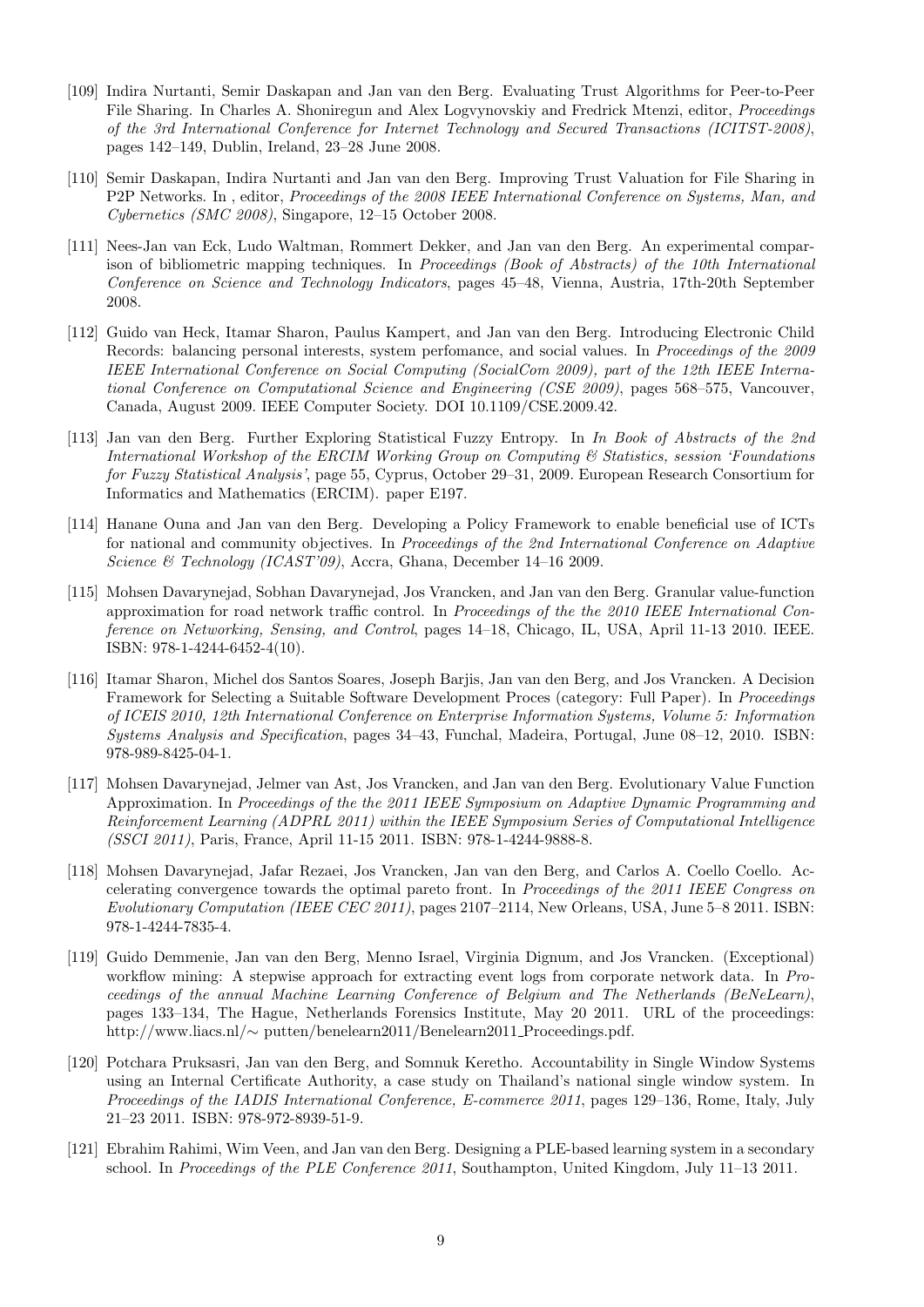[109] Indira Nurtanti, Semir Daskapan and Jan van den Berg. Evaluating Trust Algorithms for Peer-to-Peer File Sharing. In Charles A. Shoniregun and Alex Logvynovskiy and Fredrick Mtenzi, editor, *Proceedings of the 3rd International Conference for Internet Technology and Secured Transactions (ICITST-2008)*, pages 142–149, Dublin, Ireland, 23–28 June 2008.

[110] Semir Daskapan, Indira Nurtanti and Jan van den Berg. Improving Trust Valuation for File Sharing in P2P Networks. In , editor, *Proceedings of the 2008 IEEE International Conference on Systems, Man, and Cybernetics (SMC 2008)*, Singapore, 12–15 October 2008.

[111] Nees-Jan van Eck, Ludo Waltman, Rommert Dekker, and Jan van den Berg. An experimental comparison of bibliometric mapping techniques. In *Proceedings (Book of Abstracts) of the 10th International Conference on Science and Technology Indicators*, pages 45–48, Vienna, Austria, 17th-20th September 2008.

[112] Guido van Heck, Itamar Sharon, Paulus Kampert, and Jan van den Berg. Introducing Electronic Child Records: balancing personal interests, system perfomance, and social values. In *Proceedings of the 2009 IEEE International Conference on Social Computing (SocialCom 2009), part of the 12th IEEE International Conference on Computational Science and Engineering (CSE 2009)*, pages 568–575, Vancouver, Canada, August 2009. IEEE Computer Society. DOI 10.1109/CSE.2009.42.

[113] Jan van den Berg. Further Exploring Statistical Fuzzy Entropy. In *In Book of Abstracts of the 2nd International Workshop of the ERCIM Working Group on Computing & Statistics, session 'Foundations for Fuzzy Statistical Analysis'*, page 55, Cyprus, October 29–31, 2009. European Research Consortium for Informatics and Mathematics (ERCIM). paper E197.

[114] Hanane Ouna and Jan van den Berg. Developing a Policy Framework to enable beneficial use of ICTs for national and community objectives. In *Proceedings of the 2nd International Conference on Adaptive Science & Technology (ICAST'09)*, Accra, Ghana, December 14–16 2009.

[115] Mohsen Davarynejad, Sobhan Davarynejad, Jos Vrancken, and Jan van den Berg. Granular value-function approximation for road network traffic control. In *Proceedings of the the 2010 IEEE International Conference on Networking, Sensing, and Control*, pages 14–18, Chicago, IL, USA, April 11-13 2010. IEEE. ISBN: 978-1-4244-6452-4(10).

[116] Itamar Sharon, Michel dos Santos Soares, Joseph Barjis, Jan van den Berg, and Jos Vrancken. A Decision Framework for Selecting a Suitable Software Development Proces (category: Full Paper). In *Proceedings of ICEIS 2010, 12th International Conference on Enterprise Information Systems, Volume 5: Information Systems Analysis and Specification*, pages 34–43, Funchal, Madeira, Portugal, June 08–12, 2010. ISBN: 978-989-8425-04-1.

[117] Mohsen Davarynejad, Jelmer van Ast, Jos Vrancken, and Jan van den Berg. Evolutionary Value Function Approximation. In *Proceedings of the the 2011 IEEE Symposium on Adaptive Dynamic Programming and Reinforcement Learning (ADPRL 2011) within the IEEE Symposium Series of Computational Intelligence (SSCI 2011)*, Paris, France, April 11-15 2011. ISBN: 978-1-4244-9888-8.

[118] Mohsen Davarynejad, Jafar Rezaei, Jos Vrancken, Jan van den Berg, and Carlos A. Coello Coello. Accelerating convergence towards the optimal pareto front. In *Proceedings of the 2011 IEEE Congress on Evolutionary Computation (IEEE CEC 2011)*, pages 2107–2114, New Orleans, USA, June 5–8 2011. ISBN: 978-1-4244-7835-4.

[119] Guido Demmenie, Jan van den Berg, Menno Israel, Virginia Dignum, and Jos Vrancken. (Exceptional) workflow mining: A stepwise approach for extracting event logs from corporate network data. In *Proceedings of the annual Machine Learning Conference of Belgium and The Netherlands (BeNeLearn)*, pages 133–134, The Hague, Netherlands Forensics Institute, May 20 2011. URL of the proceedings: http://www.liacs.nl/∼ putten/benelearn2011/Benelearn2011_Proceedings.pdf.

[120] Potchara Pruksasri, Jan van den Berg, and Somnuk Keretho. Accountability in Single Window Systems using an Internal Certificate Authority, a case study on Thailand's national single window system. In *Proceedings of the IADIS International Conference, E-commerce 2011*, pages 129–136, Rome, Italy, July 21–23 2011. ISBN: 978-972-8939-51-9.

[121] Ebrahim Rahimi, Wim Veen, and Jan van den Berg. Designing a PLE-based learning system in a secondary school. In *Proceedings of the PLE Conference 2011*, Southampton, United Kingdom, July 11–13 2011.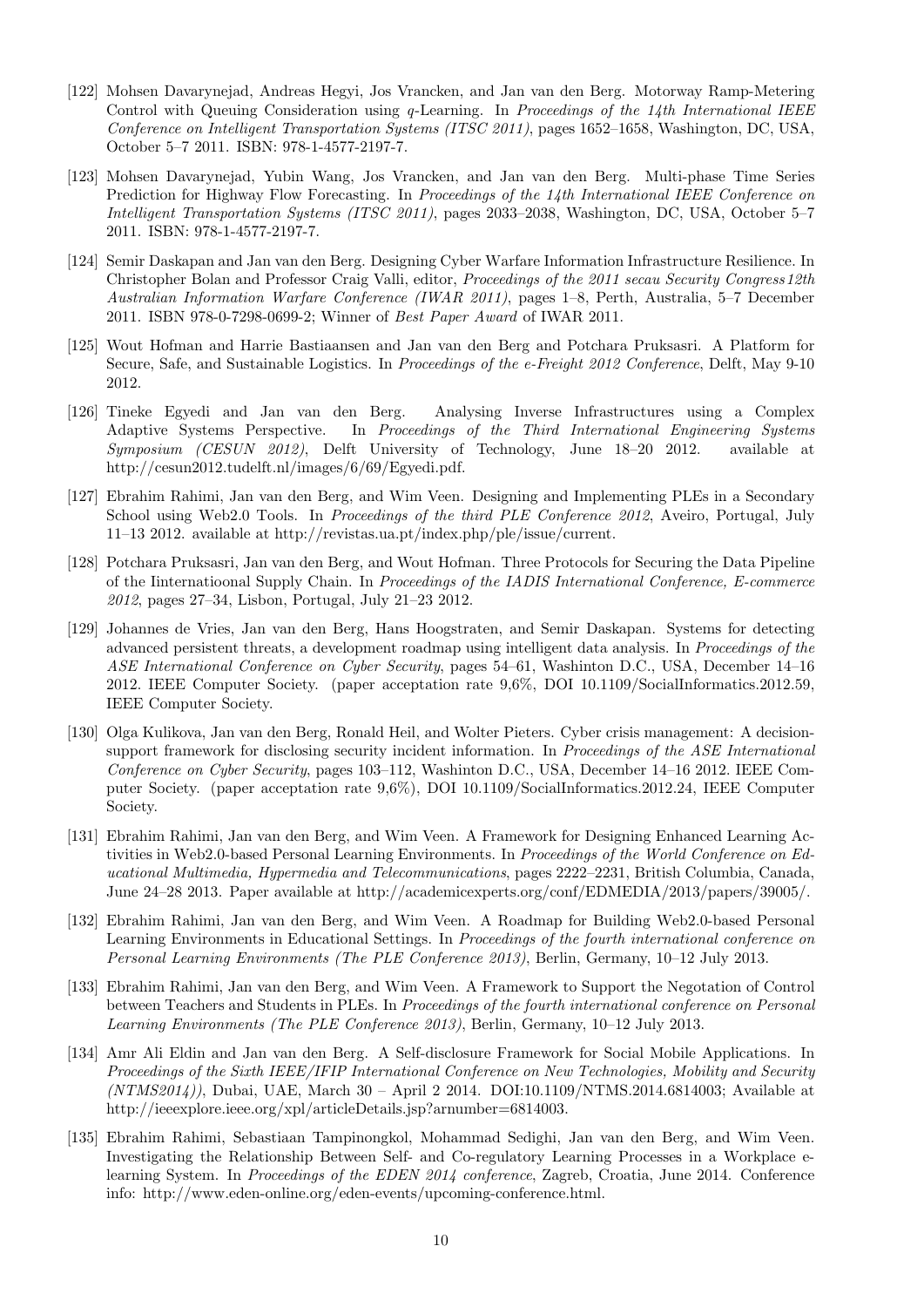[122] Mohsen Davarynejad, Andreas Hegyi, Jos Vrancken, and Jan van den Berg. Motorway Ramp-Metering Control with Queuing Consideration using $q$-Learning. In *Proceedings of the 14th International IEEE Conference on Intelligent Transportation Systems (ITSC 2011)*, pages 1652–1658, Washington, DC, USA, October 5–7 2011. ISBN: 978-1-4577-2197-7.

[123] Mohsen Davarynejad, Yubin Wang, Jos Vrancken, and Jan van den Berg. Multi-phase Time Series Prediction for Highway Flow Forecasting. In *Proceedings of the 14th International IEEE Conference on Intelligent Transportation Systems (ITSC 2011)*, pages 2033–2038, Washington, DC, USA, October 5–7 2011. ISBN: 978-1-4577-2197-7.

[124] Semir Daskapan and Jan van den Berg. Designing Cyber Warfare Information Infrastructure Resilience. In Christopher Bolan and Professor Craig Valli, editor, *Proceedings of the 2011 secau Security Congress12th Australian Information Warfare Conference (IWAR 2011)*, pages 1–8, Perth, Australia, 5–7 December 2011. ISBN 978-0-7298-0699-2; Winner of *Best Paper Award* of IWAR 2011.

[125] Wout Hofman and Harrie Bastiaansen and Jan van den Berg and Potchara Pruksasri. A Platform for Secure, Safe, and Sustainable Logistics. In *Proceedings of the e-Freight 2012 Conference*, Delft, May 9-10 2012.

[126] Tineke Egyedi and Jan van den Berg. Analysing Inverse Infrastructures using a Complex Adaptive Systems Perspective. In *Proceedings of the Third International Engineering Systems Symposium (CESUN 2012)*, Delft University of Technology, June 18–20 2012. available at http://cesun2012.tudelft.nl/images/6/69/Egyedi.pdf.

[127] Ebrahim Rahimi, Jan van den Berg, and Wim Veen. Designing and Implementing PLEs in a Secondary School using Web2.0 Tools. In *Proceedings of the third PLE Conference 2012*, Aveiro, Portugal, July 11–13 2012. available at http://revistas.ua.pt/index.php/ple/issue/current.

[128] Potchara Pruksasri, Jan van den Berg, and Wout Hofman. Three Protocols for Securing the Data Pipeline of the Iinternatioonal Supply Chain. In *Proceedings of the IADIS International Conference, E-commerce 2012*, pages 27–34, Lisbon, Portugal, July 21–23 2012.

[129] Johannes de Vries, Jan van den Berg, Hans Hoogstraten, and Semir Daskapan. Systems for detecting advanced persistent threats, a development roadmap using intelligent data analysis. In *Proceedings of the ASE International Conference on Cyber Security*, pages 54–61, Washinton D.C., USA, December 14–16 2012. IEEE Computer Society. (paper acceptation rate 9,6%, DOI 10.1109/SocialInformatics.2012.59, IEEE Computer Society.

[130] Olga Kulikova, Jan van den Berg, Ronald Heil, and Wolter Pieters. Cyber crisis management: A decision-support framework for disclosing security incident information. In *Proceedings of the ASE International Conference on Cyber Security*, pages 103–112, Washinton D.C., USA, December 14–16 2012. IEEE Computer Society. (paper acceptation rate 9,6%), DOI 10.1109/SocialInformatics.2012.24, IEEE Computer Society.

[131] Ebrahim Rahimi, Jan van den Berg, and Wim Veen. A Framework for Designing Enhanced Learning Activities in Web2.0-based Personal Learning Environments. In *Proceedings of the World Conference on Educational Multimedia, Hypermedia and Telecommunications*, pages 2222–2231, British Columbia, Canada, June 24–28 2013. Paper available at http://academicexperts.org/conf/EDMEDIA/2013/papers/39005/.

[132] Ebrahim Rahimi, Jan van den Berg, and Wim Veen. A Roadmap for Building Web2.0-based Personal Learning Environments in Educational Settings. In *Proceedings of the fourth international conference on Personal Learning Environments (The PLE Conference 2013)*, Berlin, Germany, 10–12 July 2013.

[133] Ebrahim Rahimi, Jan van den Berg, and Wim Veen. A Framework to Support the Negotation of Control between Teachers and Students in PLEs. In *Proceedings of the fourth international conference on Personal Learning Environments (The PLE Conference 2013)*, Berlin, Germany, 10–12 July 2013.

[134] Amr Ali Eldin and Jan van den Berg. A Self-disclosure Framework for Social Mobile Applications. In *Proceedings of the Sixth IEEE/IFIP International Conference on New Technologies, Mobility and Security (NTMS2014))*, Dubai, UAE, March 30 – April 2 2014. DOI:10.1109/NTMS.2014.6814003; Available at http://ieeexplore.ieee.org/xpl/articleDetails.jsp?arnumber=6814003.

[135] Ebrahim Rahimi, Sebastiaan Tampinongkol, Mohammad Sedighi, Jan van den Berg, and Wim Veen. Investigating the Relationship Between Self- and Co-regulatory Learning Processes in a Workplace e-learning System. In *Proceedings of the EDEN 2014 conference*, Zagreb, Croatia, June 2014. Conference info: http://www.eden-online.org/eden-events/upcoming-conference.html.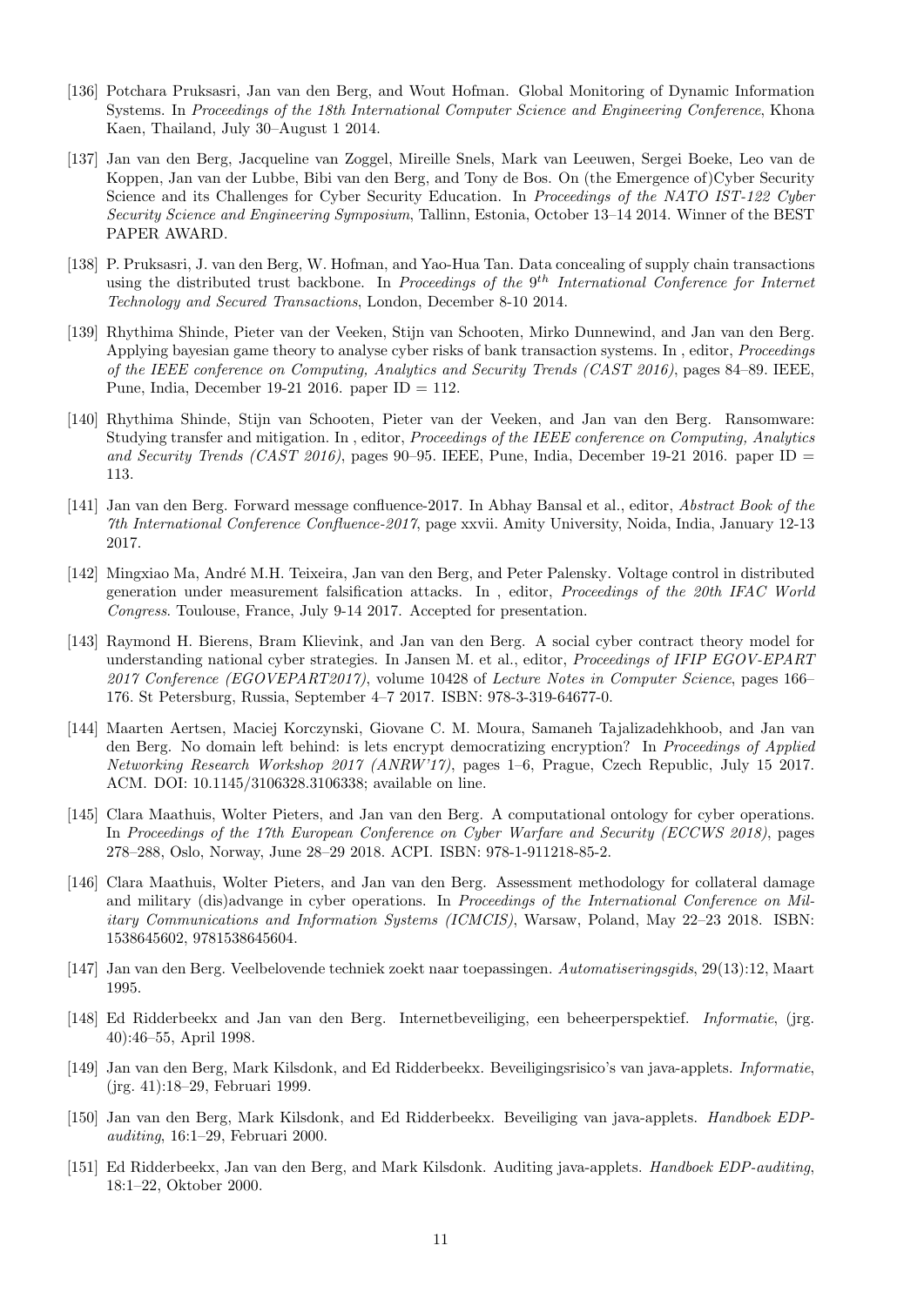[136] Potchara Pruksasri, Jan van den Berg, and Wout Hofman. Global Monitoring of Dynamic Information Systems. In *Proceedings of the 18th International Computer Science and Engineering Conference*, Khona Kaen, Thailand, July 30–August 1 2014.

[137] Jan van den Berg, Jacqueline van Zoggel, Mireille Snels, Mark van Leeuwen, Sergei Boeke, Leo van de Koppen, Jan van der Lubbe, Bibi van den Berg, and Tony de Bos. On (the Emergence of)Cyber Security Science and its Challenges for Cyber Security Education. In *Proceedings of the NATO IST-122 Cyber Security Science and Engineering Symposium*, Tallinn, Estonia, October 13–14 2014. Winner of the BEST PAPER AWARD.

[138] P. Pruksasri, J. van den Berg, W. Hofman, and Yao-Hua Tan. Data concealing of supply chain transactions using the distributed trust backbone. In *Proceedings of the 9$^{th}$ International Conference for Internet Technology and Secured Transactions*, London, December 8-10 2014.

[139] Rhythima Shinde, Pieter van der Veeken, Stijn van Schooten, Mirko Dunnewind, and Jan van den Berg. Applying bayesian game theory to analyse cyber risks of bank transaction systems. In , editor, *Proceedings of the IEEE conference on Computing, Analytics and Security Trends (CAST 2016)*, pages 84–89. IEEE, Pune, India, December 19-21 2016. paper ID = 112.

[140] Rhythima Shinde, Stijn van Schooten, Pieter van der Veeken, and Jan van den Berg. Ransomware: Studying transfer and mitigation. In , editor, *Proceedings of the IEEE conference on Computing, Analytics and Security Trends (CAST 2016)*, pages 90–95. IEEE, Pune, India, December 19-21 2016. paper ID = 113.

[141] Jan van den Berg. Forward message confluence-2017. In Abhay Bansal et al., editor, *Abstract Book of the 7th International Conference Confluence-2017*, page xxvii. Amity University, Noida, India, January 12-13 2017.

[142] Mingxiao Ma, André M.H. Teixeira, Jan van den Berg, and Peter Palensky. Voltage control in distributed generation under measurement falsification attacks. In , editor, *Proceedings of the 20th IFAC World Congress*. Toulouse, France, July 9-14 2017. Accepted for presentation.

[143] Raymond H. Bierens, Bram Klievink, and Jan van den Berg. A social cyber contract theory model for understanding national cyber strategies. In Jansen M. et al., editor, *Proceedings of IFIP EGOV-EPART 2017 Conference (EGOVEPART2017)*, volume 10428 of *Lecture Notes in Computer Science*, pages 166–176. St Petersburg, Russia, September 4–7 2017. ISBN: 978-3-319-64677-0.

[144] Maarten Aertsen, Maciej Korczynski, Giovane C. M. Moura, Samaneh Tajalizadehkhoob, and Jan van den Berg. No domain left behind: is lets encrypt democratizing encryption? In *Proceedings of Applied Networking Research Workshop 2017 (ANRW'17)*, pages 1–6, Prague, Czech Republic, July 15 2017. ACM. DOI: 10.1145/3106328.3106338; available on line.

[145] Clara Maathuis, Wolter Pieters, and Jan van den Berg. A computational ontology for cyber operations. In *Proceedings of the 17th European Conference on Cyber Warfare and Security (ECCWS 2018)*, pages 278–288, Oslo, Norway, June 28–29 2018. ACPI. ISBN: 978-1-911218-85-2.

[146] Clara Maathuis, Wolter Pieters, and Jan van den Berg. Assessment methodology for collateral damage and military (dis)advange in cyber operations. In *Proceedings of the International Conference on Military Communications and Information Systems (ICMCIS)*, Warsaw, Poland, May 22–23 2018. ISBN: 1538645602, 9781538645604.

[147] Jan van den Berg. Veelbelovende techniek zoekt naar toepassingen. *Automatiseringsgids*, 29(13):12, Maart 1995.

[148] Ed Ridderbeekx and Jan van den Berg. Internetbeveiliging, een beheerperspektief. *Informatie*, (jrg. 40):46–55, April 1998.

[149] Jan van den Berg, Mark Kilsdonk, and Ed Ridderbeekx. Beveiligingsrisico's van java-applets. *Informatie*, (jrg. 41):18–29, Februari 1999.

[150] Jan van den Berg, Mark Kilsdonk, and Ed Ridderbeekx. Beveiliging van java-applets. *Handboek EDP-auditing*, 16:1–29, Februari 2000.

[151] Ed Ridderbeekx, Jan van den Berg, and Mark Kilsdonk. Auditing java-applets. *Handboek EDP-auditing*, 18:1–22, Oktober 2000.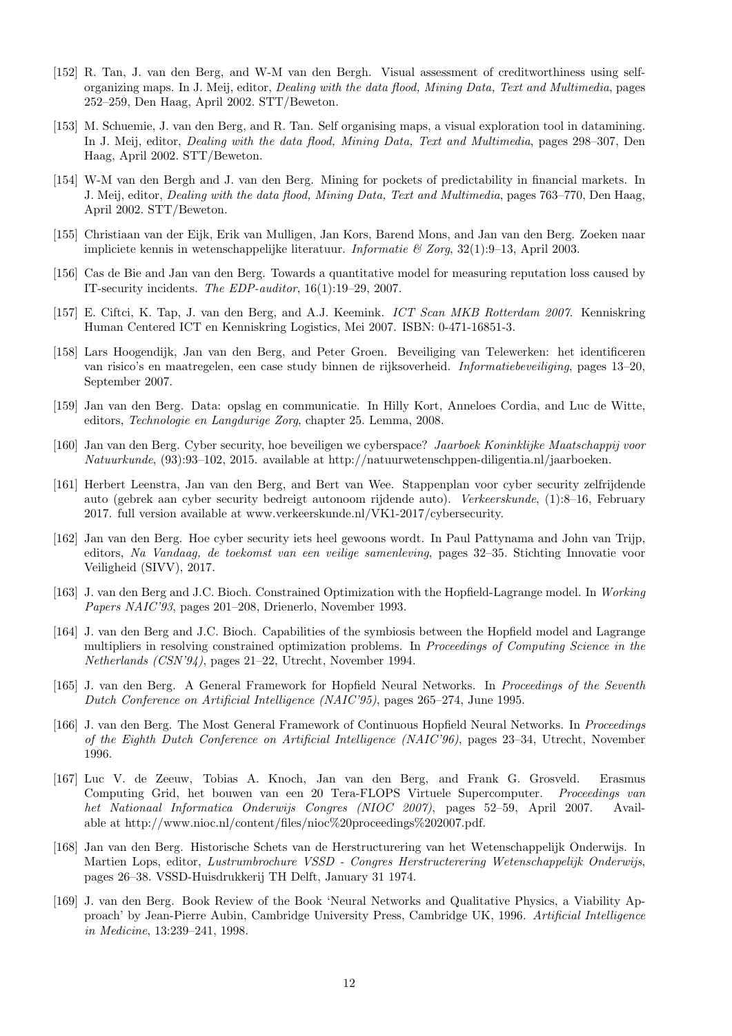[152] R. Tan, J. van den Berg, and W-M van den Bergh. Visual assessment of creditworthiness using self-organizing maps. In J. Meij, editor, *Dealing with the data flood, Mining Data, Text and Multimedia*, pages 252–259, Den Haag, April 2002. STT/Beweton.

[153] M. Schuemie, J. van den Berg, and R. Tan. Self organising maps, a visual exploration tool in datamining. In J. Meij, editor, *Dealing with the data flood, Mining Data, Text and Multimedia*, pages 298–307, Den Haag, April 2002. STT/Beweton.

[154] W-M van den Bergh and J. van den Berg. Mining for pockets of predictability in financial markets. In J. Meij, editor, *Dealing with the data flood, Mining Data, Text and Multimedia*, pages 763–770, Den Haag, April 2002. STT/Beweton.

[155] Christiaan van der Eijk, Erik van Mulligen, Jan Kors, Barend Mons, and Jan van den Berg. Zoeken naar impliciete kennis in wetenschappelijke literatuur. *Informatie & Zorg*, 32(1):9–13, April 2003.

[156] Cas de Bie and Jan van den Berg. Towards a quantitative model for measuring reputation loss caused by IT-security incidents. *The EDP-auditor*, 16(1):19–29, 2007.

[157] E. Ciftci, K. Tap, J. van den Berg, and A.J. Keemink. *ICT Scan MKB Rotterdam 2007*. Kenniskring Human Centered ICT en Kenniskring Logistics, Mei 2007. ISBN: 0-471-16851-3.

[158] Lars Hoogendijk, Jan van den Berg, and Peter Groen. Beveiliging van Telewerken: het identificeren van risico's en maatregelen, een case study binnen de rijksoverheid. *Informatiebeveiliging*, pages 13–20, September 2007.

[159] Jan van den Berg. Data: opslag en communicatie. In Hilly Kort, Anneloes Cordia, and Luc de Witte, editors, *Technologie en Langdurige Zorg*, chapter 25. Lemma, 2008.

[160] Jan van den Berg. Cyber security, hoe beveiligen we cyberspace? *Jaarboek Koninklijke Maatschappij voor Natuurkunde*, (93):93–102, 2015. available at http://natuurwetenschppen-diligentia.nl/jaarboeken.

[161] Herbert Leenstra, Jan van den Berg, and Bert van Wee. Stappenplan voor cyber security zelfrijdende auto (gebrek aan cyber security bedreigt autonoom rijdende auto). *Verkeerskunde*, (1):8–16, February 2017. full version available at www.verkeerskunde.nl/VK1-2017/cybersecurity.

[162] Jan van den Berg. Hoe cyber security iets heel gewoons wordt. In Paul Pattynama and John van Trijp, editors, *Na Vandaag, de toekomst van een veilige samenleving*, pages 32–35. Stichting Innovatie voor Veiligheid (SIVV), 2017.

[163] J. van den Berg and J.C. Bioch. Constrained Optimization with the Hopfield-Lagrange model. In *Working Papers NAIC'93*, pages 201–208, Drienerlo, November 1993.

[164] J. van den Berg and J.C. Bioch. Capabilities of the symbiosis between the Hopfield model and Lagrange multipliers in resolving constrained optimization problems. In *Proceedings of Computing Science in the Netherlands (CSN'94)*, pages 21–22, Utrecht, November 1994.

[165] J. van den Berg. A General Framework for Hopfield Neural Networks. In *Proceedings of the Seventh Dutch Conference on Artificial Intelligence (NAIC'95)*, pages 265–274, June 1995.

[166] J. van den Berg. The Most General Framework of Continuous Hopfield Neural Networks. In *Proceedings of the Eighth Dutch Conference on Artificial Intelligence (NAIC'96)*, pages 23–34, Utrecht, November 1996.

[167] Luc V. de Zeeuw, Tobias A. Knoch, Jan van den Berg, and Frank G. Grosveld. Erasmus Computing Grid, het bouwen van een 20 Tera-FLOPS Virtuele Supercomputer. *Proceedings van het Nationaal Informatica Onderwijs Congres (NIOC 2007)*, pages 52–59, April 2007. Available at http://www.nioc.nl/content/files/nioc%20proceedings%202007.pdf.

[168] Jan van den Berg. Historische Schets van de Herstructurering van het Wetenschappelijk Onderwijs. In Martien Lops, editor, *Lustrumbrochure VSSD - Congres Herstructerering Wetenschappelijk Onderwijs*, pages 26–38. VSSD-Huisdrukkerij TH Delft, January 31 1974.

[169] J. van den Berg. Book Review of the Book 'Neural Networks and Qualitative Physics, a Viability Approach' by Jean-Pierre Aubin, Cambridge University Press, Cambridge UK, 1996. *Artificial Intelligence in Medicine*, 13:239–241, 1998.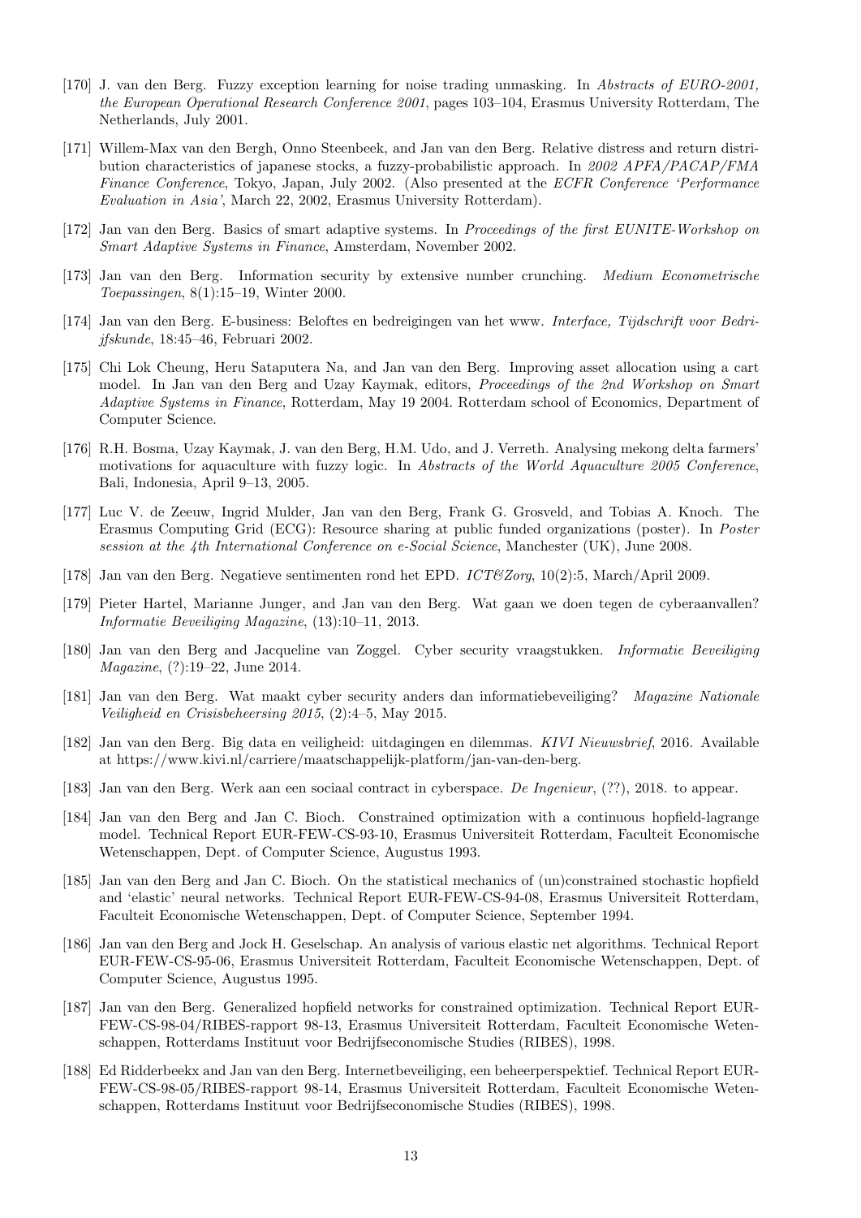[170] J. van den Berg. Fuzzy exception learning for noise trading unmasking. In *Abstracts of EURO-2001, the European Operational Research Conference 2001*, pages 103–104, Erasmus University Rotterdam, The Netherlands, July 2001.

[171] Willem-Max van den Bergh, Onno Steenbeek, and Jan van den Berg. Relative distress and return distribution characteristics of japanese stocks, a fuzzy-probabilistic approach. In *2002 APFA/PACAP/FMA Finance Conference*, Tokyo, Japan, July 2002. (Also presented at the *ECFR Conference 'Performance Evaluation in Asia'*, March 22, 2002, Erasmus University Rotterdam).

[172] Jan van den Berg. Basics of smart adaptive systems. In *Proceedings of the first EUNITE-Workshop on Smart Adaptive Systems in Finance*, Amsterdam, November 2002.

[173] Jan van den Berg. Information security by extensive number crunching. *Medium Econometrische Toepassingen*, 8(1):15–19, Winter 2000.

[174] Jan van den Berg. E-business: Beloftes en bedreigingen van het www. *Interface, Tijdschrift voor Bedrijfskunde*, 18:45–46, Februari 2002.

[175] Chi Lok Cheung, Heru Sataputera Na, and Jan van den Berg. Improving asset allocation using a cart model. In Jan van den Berg and Uzay Kaymak, editors, *Proceedings of the 2nd Workshop on Smart Adaptive Systems in Finance*, Rotterdam, May 19 2004. Rotterdam school of Economics, Department of Computer Science.

[176] R.H. Bosma, Uzay Kaymak, J. van den Berg, H.M. Udo, and J. Verreth. Analysing mekong delta farmers' motivations for aquaculture with fuzzy logic. In *Abstracts of the World Aquaculture 2005 Conference*, Bali, Indonesia, April 9–13, 2005.

[177] Luc V. de Zeeuw, Ingrid Mulder, Jan van den Berg, Frank G. Grosveld, and Tobias A. Knoch. The Erasmus Computing Grid (ECG): Resource sharing at public funded organizations (poster). In *Poster session at the 4th International Conference on e-Social Science*, Manchester (UK), June 2008.

[178] Jan van den Berg. Negatieve sentimenten rond het EPD. *ICT&Zorg*, 10(2):5, March/April 2009.

[179] Pieter Hartel, Marianne Junger, and Jan van den Berg. Wat gaan we doen tegen de cyberaanvallen? *Informatie Beveiliging Magazine*, (13):10–11, 2013.

[180] Jan van den Berg and Jacqueline van Zoggel. Cyber security vraagstukken. *Informatie Beveiliging Magazine*, (?):19–22, June 2014.

[181] Jan van den Berg. Wat maakt cyber security anders dan informatiebeveiliging? *Magazine Nationale Veiligheid en Crisisbeheersing 2015*, (2):4–5, May 2015.

[182] Jan van den Berg. Big data en veiligheid: uitdagingen en dilemmas. *KIVI Nieuwsbrief*, 2016. Available at https://www.kivi.nl/carriere/maatschappelijk-platform/jan-van-den-berg.

[183] Jan van den Berg. Werk aan een sociaal contract in cyberspace. *De Ingenieur*, (??), 2018. to appear.

[184] Jan van den Berg and Jan C. Bioch. Constrained optimization with a continuous hopfield-lagrange model. Technical Report EUR-FEW-CS-93-10, Erasmus Universiteit Rotterdam, Faculteit Economische Wetenschappen, Dept. of Computer Science, Augustus 1993.

[185] Jan van den Berg and Jan C. Bioch. On the statistical mechanics of (un)constrained stochastic hopfield and 'elastic' neural networks. Technical Report EUR-FEW-CS-94-08, Erasmus Universiteit Rotterdam, Faculteit Economische Wetenschappen, Dept. of Computer Science, September 1994.

[186] Jan van den Berg and Jock H. Geselschap. An analysis of various elastic net algorithms. Technical Report EUR-FEW-CS-95-06, Erasmus Universiteit Rotterdam, Faculteit Economische Wetenschappen, Dept. of Computer Science, Augustus 1995.

[187] Jan van den Berg. Generalized hopfield networks for constrained optimization. Technical Report EUR-FEW-CS-98-04/RIBES-rapport 98-13, Erasmus Universiteit Rotterdam, Faculteit Economische Wetenschappen, Rotterdams Instituut voor Bedrijfseconomische Studies (RIBES), 1998.

[188] Ed Ridderbeekx and Jan van den Berg. Internetbeveiliging, een beheerperspektief. Technical Report EUR-FEW-CS-98-05/RIBES-rapport 98-14, Erasmus Universiteit Rotterdam, Faculteit Economische Wetenschappen, Rotterdams Instituut voor Bedrijfseconomische Studies (RIBES), 1998.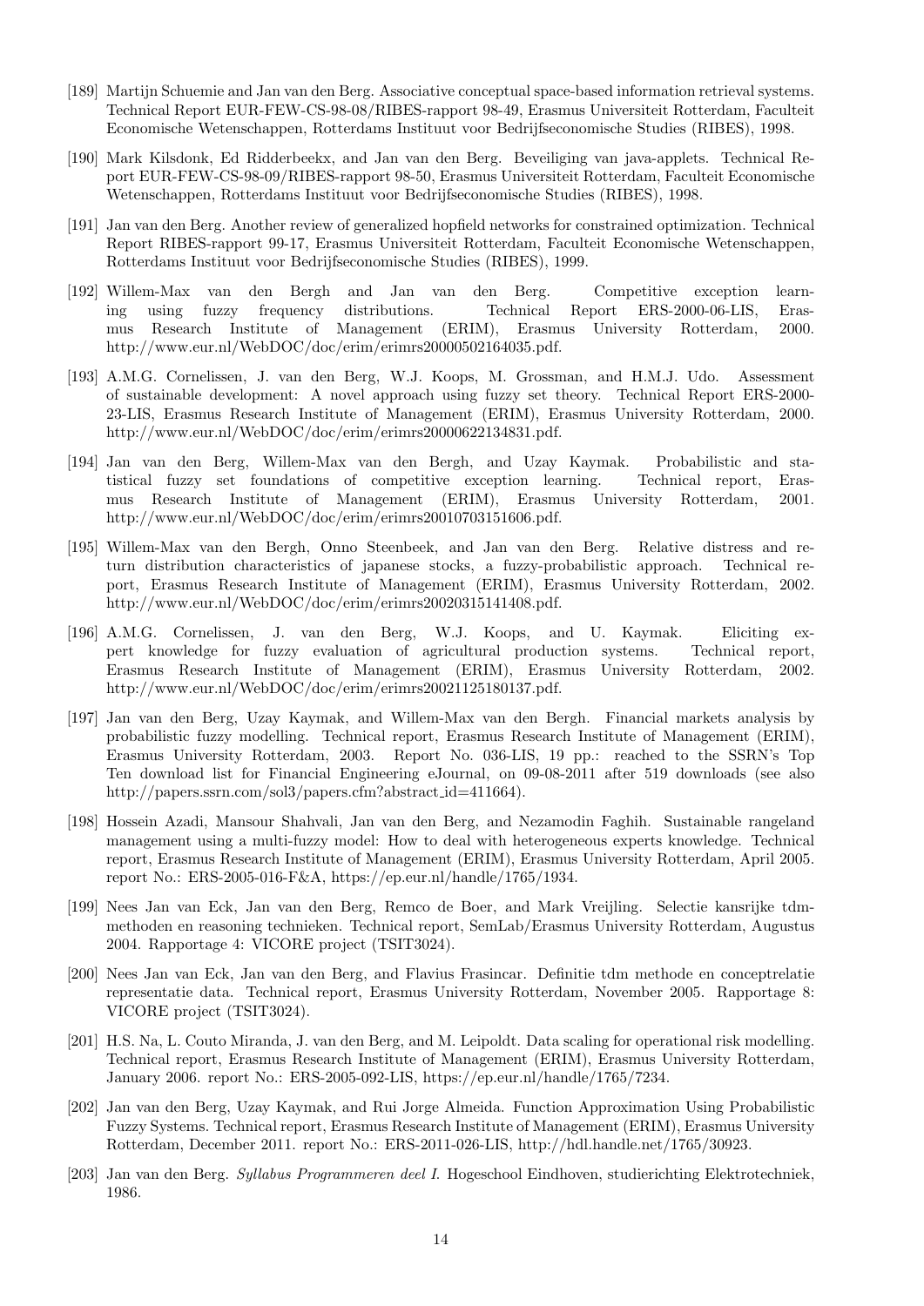[189] Martijn Schuemie and Jan van den Berg. Associative conceptual space-based information retrieval systems. Technical Report EUR-FEW-CS-98-08/RIBES-rapport 98-49, Erasmus Universiteit Rotterdam, Faculteit Economische Wetenschappen, Rotterdams Instituut voor Bedrijfseconomische Studies (RIBES), 1998.

[190] Mark Kilsdonk, Ed Ridderbeekx, and Jan van den Berg. Beveiliging van java-applets. Technical Report EUR-FEW-CS-98-09/RIBES-rapport 98-50, Erasmus Universiteit Rotterdam, Faculteit Economische Wetenschappen, Rotterdams Instituut voor Bedrijfseconomische Studies (RIBES), 1998.

[191] Jan van den Berg. Another review of generalized hopfield networks for constrained optimization. Technical Report RIBES-rapport 99-17, Erasmus Universiteit Rotterdam, Faculteit Economische Wetenschappen, Rotterdams Instituut voor Bedrijfseconomische Studies (RIBES), 1999.

[192] Willem-Max van den Bergh and Jan van den Berg. Competitive exception learning using fuzzy frequency distributions. Technical Report ERS-2000-06-LIS, Erasmus Research Institute of Management (ERIM), Erasmus University Rotterdam, 2000. http://www.eur.nl/WebDOC/doc/erim/erimrs20000502164035.pdf.

[193] A.M.G. Cornelissen, J. van den Berg, W.J. Koops, M. Grossman, and H.M.J. Udo. Assessment of sustainable development: A novel approach using fuzzy set theory. Technical Report ERS-2000-23-LIS, Erasmus Research Institute of Management (ERIM), Erasmus University Rotterdam, 2000. http://www.eur.nl/WebDOC/doc/erim/erimrs20000622134831.pdf.

[194] Jan van den Berg, Willem-Max van den Bergh, and Uzay Kaymak. Probabilistic and statistical fuzzy set foundations of competitive exception learning. Technical report, Erasmus Research Institute of Management (ERIM), Erasmus University Rotterdam, 2001. http://www.eur.nl/WebDOC/doc/erim/erimrs20010703151606.pdf.

[195] Willem-Max van den Bergh, Onno Steenbeek, and Jan van den Berg. Relative distress and return distribution characteristics of japanese stocks, a fuzzy-probabilistic approach. Technical report, Erasmus Research Institute of Management (ERIM), Erasmus University Rotterdam, 2002. http://www.eur.nl/WebDOC/doc/erim/erimrs20020315141408.pdf.

[196] A.M.G. Cornelissen, J. van den Berg, W.J. Koops, and U. Kaymak. Eliciting expert knowledge for fuzzy evaluation of agricultural production systems. Technical report, Erasmus Research Institute of Management (ERIM), Erasmus University Rotterdam, 2002. http://www.eur.nl/WebDOC/doc/erim/erimrs20021125180137.pdf.

[197] Jan van den Berg, Uzay Kaymak, and Willem-Max van den Bergh. Financial markets analysis by probabilistic fuzzy modelling. Technical report, Erasmus Research Institute of Management (ERIM), Erasmus University Rotterdam, 2003. Report No. 036-LIS, 19 pp.: reached to the SSRN's Top Ten download list for Financial Engineering eJournal, on 09-08-2011 after 519 downloads (see also http://papers.ssrn.com/sol3/papers.cfm?abstract_id=411664).

[198] Hossein Azadi, Mansour Shahvali, Jan van den Berg, and Nezamodin Faghih. Sustainable rangeland management using a multi-fuzzy model: How to deal with heterogeneous experts knowledge. Technical report, Erasmus Research Institute of Management (ERIM), Erasmus University Rotterdam, April 2005. report No.: ERS-2005-016-F&A, https://ep.eur.nl/handle/1765/1934.

[199] Nees Jan van Eck, Jan van den Berg, Remco de Boer, and Mark Vreijling. Selectie kansrijke tdm-methoden en reasoning technieken. Technical report, SemLab/Erasmus University Rotterdam, Augustus 2004. Rapportage 4: VICORE project (TSIT3024).

[200] Nees Jan van Eck, Jan van den Berg, and Flavius Frasincar. Definitie tdm methode en conceptrelatie representatie data. Technical report, Erasmus University Rotterdam, November 2005. Rapportage 8: VICORE project (TSIT3024).

[201] H.S. Na, L. Couto Miranda, J. van den Berg, and M. Leipoldt. Data scaling for operational risk modelling. Technical report, Erasmus Research Institute of Management (ERIM), Erasmus University Rotterdam, January 2006. report No.: ERS-2005-092-LIS, https://ep.eur.nl/handle/1765/7234.

[202] Jan van den Berg, Uzay Kaymak, and Rui Jorge Almeida. Function Approximation Using Probabilistic Fuzzy Systems. Technical report, Erasmus Research Institute of Management (ERIM), Erasmus University Rotterdam, December 2011. report No.: ERS-2011-026-LIS, http://hdl.handle.net/1765/30923.

[203] Jan van den Berg. *Syllabus Programmeren deel I.* Hogeschool Eindhoven, studierichting Elektrotechniek, 1986.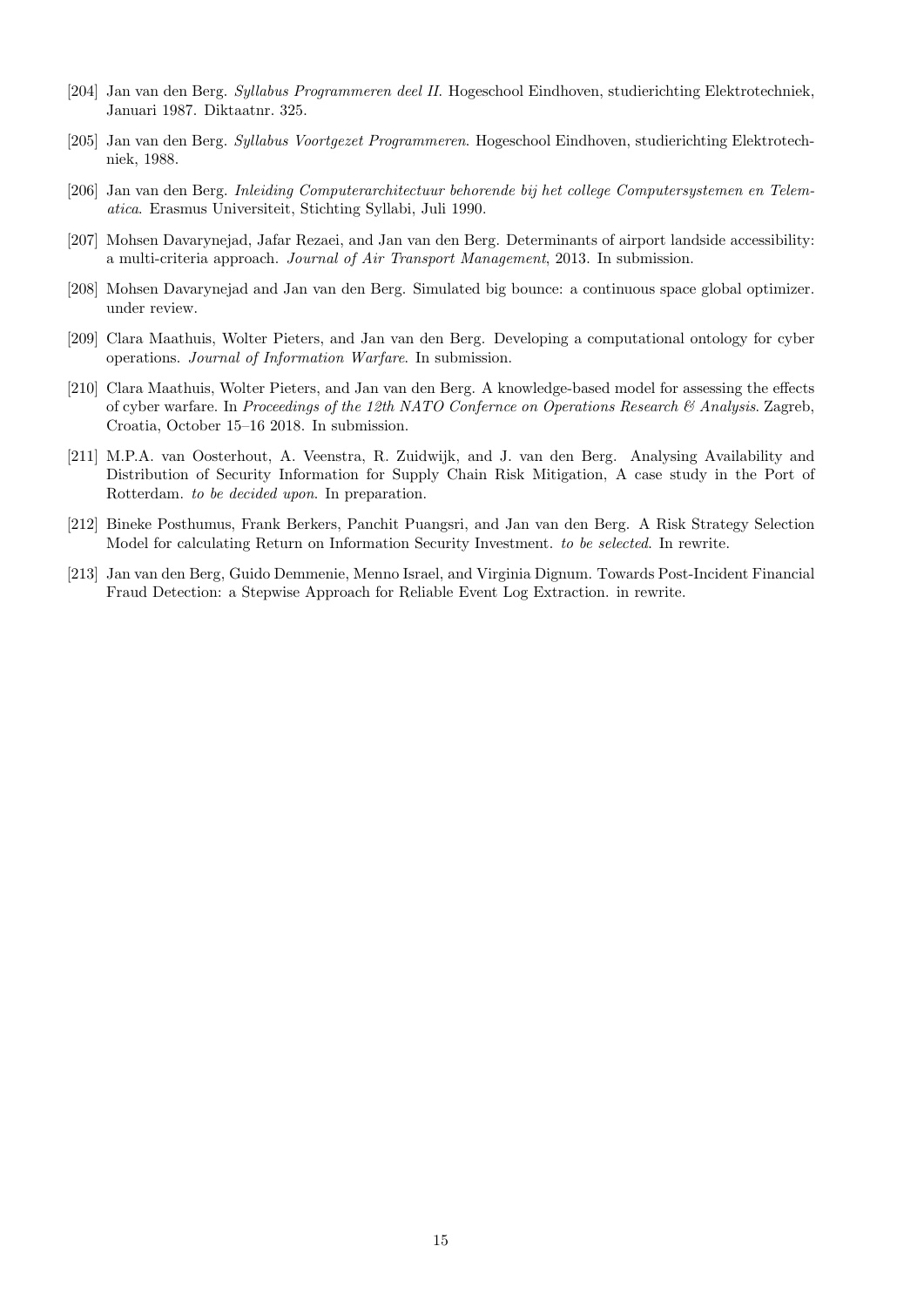[204] Jan van den Berg. *Syllabus Programmeren deel II*. Hogeschool Eindhoven, studierichting Elektrotechniek, Januari 1987. Diktaatnr. 325.

[205] Jan van den Berg. *Syllabus Voortgezet Programmeren*. Hogeschool Eindhoven, studierichting Elektrotechniek, 1988.

[206] Jan van den Berg. *Inleiding Computerarchitectuur behorende bij het college Computersystemen en Telematica*. Erasmus Universiteit, Stichting Syllabi, Juli 1990.

[207] Mohsen Davarynejad, Jafar Rezaei, and Jan van den Berg. Determinants of airport landside accessibility: a multi-criteria approach. *Journal of Air Transport Management*, 2013. In submission.

[208] Mohsen Davarynejad and Jan van den Berg. Simulated big bounce: a continuous space global optimizer. under review.

[209] Clara Maathuis, Wolter Pieters, and Jan van den Berg. Developing a computational ontology for cyber operations. *Journal of Information Warfare*. In submission.

[210] Clara Maathuis, Wolter Pieters, and Jan van den Berg. A knowledge-based model for assessing the effects of cyber warfare. In *Proceedings of the 12th NATO Confernce on Operations Research & Analysis*. Zagreb, Croatia, October 15–16 2018. In submission.

[211] M.P.A. van Oosterhout, A. Veenstra, R. Zuidwijk, and J. van den Berg. Analysing Availability and Distribution of Security Information for Supply Chain Risk Mitigation, A case study in the Port of Rotterdam. *to be decided upon*. In preparation.

[212] Bineke Posthumus, Frank Berkers, Panchit Puangsri, and Jan van den Berg. A Risk Strategy Selection Model for calculating Return on Information Security Investment. *to be selected*. In rewrite.

[213] Jan van den Berg, Guido Demmenie, Menno Israel, and Virginia Dignum. Towards Post-Incident Financial Fraud Detection: a Stepwise Approach for Reliable Event Log Extraction. in rewrite.